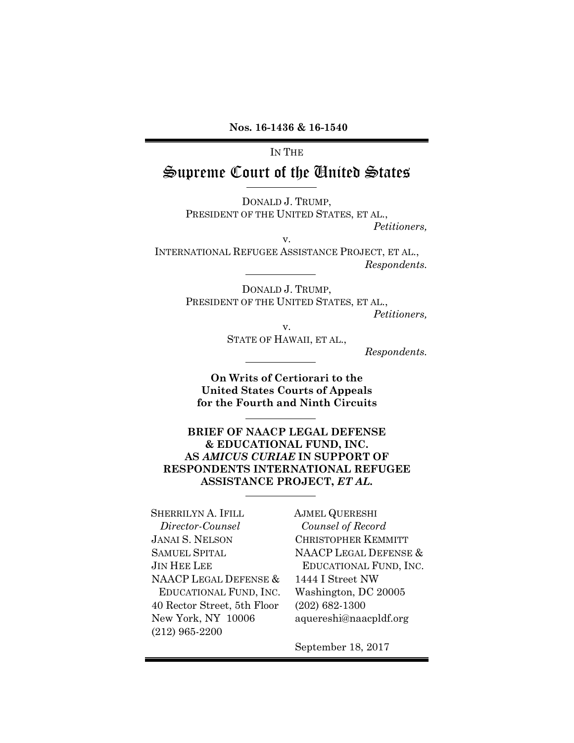**Nos. 16-1436 & 16-1540**

IN THE

# Supreme Court of the United States

DONALD J. TRUMP,
PRESIDENT OF THE UNITED STATES, ET AL.,
*Petitioners,*

v.

INTERNATIONAL REFUGEE ASSISTANCE PROJECT, ET AL.,
*Respondents.*

DONALD J. TRUMP,
PRESIDENT OF THE UNITED STATES, ET AL.,
*Petitioners,*

v.

STATE OF HAWAII, ET AL.,
*Respondents.*

**On Writs of Certiorari to the United States Courts of Appeals for the Fourth and Ninth Circuits**

**BRIEF OF NAACP LEGAL DEFENSE & EDUCATIONAL FUND, INC. AS *AMICUS CURIAE* IN SUPPORT OF RESPONDENTS INTERNATIONAL REFUGEE ASSISTANCE PROJECT, *ET AL.***

SHERRILYN A. IFILL
*Director-Counsel*
JANAI S. NELSON
SAMUEL SPITAL
JIN HEE LEE
NAACP LEGAL DEFENSE & EDUCATIONAL FUND, INC.
40 Rector Street, 5th Floor
New York, NY 10006
(212) 965-2200

AJMEL QUERESHI
*Counsel of Record*
CHRISTOPHER KEMMITT
NAACP LEGAL DEFENSE & EDUCATIONAL FUND, INC.
1444 I Street NW
Washington, DC 20005
(202) 682-1300
aqureshi@naacpldf.org

September 18, 2017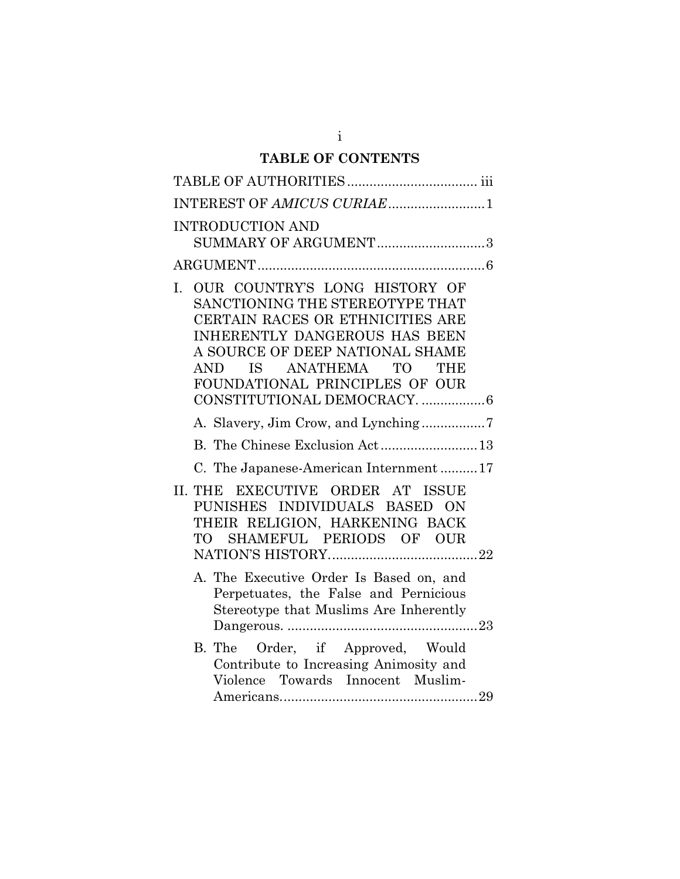# TABLE OF CONTENTS

TABLE OF AUTHORITIES .................................. iii

INTEREST OF *AMICUS CURIAE* .......................... 1

INTRODUCTION AND SUMMARY OF ARGUMENT ............................ 3

ARGUMENT ............................................................ 6

I. OUR COUNTRY'S LONG HISTORY OF SANCTIONING THE STEREOTYPE THAT CERTAIN RACES OR ETHNICITIES ARE INHERENTLY DANGEROUS HAS BEEN A SOURCE OF DEEP NATIONAL SHAME AND IS ANATHEMA TO THE FOUNDATIONAL PRINCIPLES OF OUR CONSTITUTIONAL DEMOCRACY. ................ 6

   A. Slavery, Jim Crow, and Lynching ................. 7

   B. The Chinese Exclusion Act .......................... 13

   C. The Japanese-American Internment .......... 17

II. THE EXECUTIVE ORDER AT ISSUE PUNISHES INDIVIDUALS BASED ON THEIR RELIGION, HARKENING BACK TO SHAMEFUL PERIODS OF OUR NATION'S HISTORY. ....................................... 22

   A. The Executive Order Is Based on, and Perpetuates, the False and Pernicious Stereotype that Muslims Are Inherently Dangerous. .................................................. 23

   B. The Order, if Approved, Would Contribute to Increasing Animosity and Violence Towards Innocent Muslim-Americans. .................................................... 29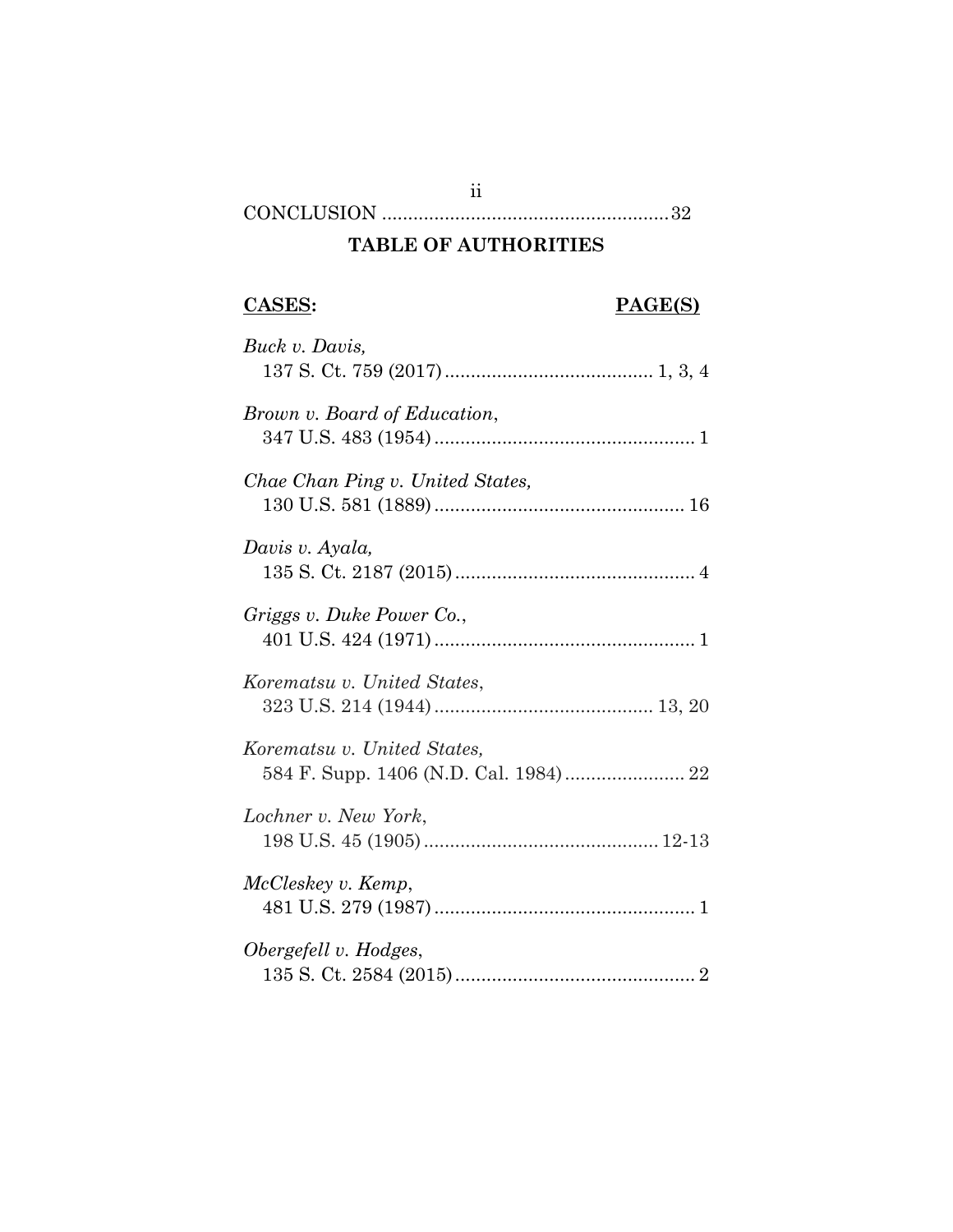CONCLUSION ....................................................... 32

## TABLE OF AUTHORITIES

**CASES:** **PAGE(S)**

*Buck v. Davis,*
137 S. Ct. 759 (2017) ........................................ 1, 3, 4

*Brown v. Board of Education*,
347 U.S. 483 (1954) ................................................. 1

*Chae Chan Ping v. United States,*
130 U.S. 581 (1889) ................................................ 16

*Davis v. Ayala,*
135 S. Ct. 2187 (2015) ............................................. 4

*Griggs v. Duke Power Co.*,
401 U.S. 424 (1971) .................................................. 1

*Korematsu v. United States*,
323 U.S. 214 (1944) .......................................... 13, 20

*Korematsu v. United States*,
584 F. Supp. 1406 (N.D. Cal. 1984) ....................... 22

*Lochner v. New York*,
198 U.S. 45 (1905) ............................................. 12-13

*McCleskey v. Kemp*,
481 U.S. 279 (1987) .................................................. 1

*Obergefell v. Hodges*,
135 S. Ct. 2584 (2015) .............................................. 2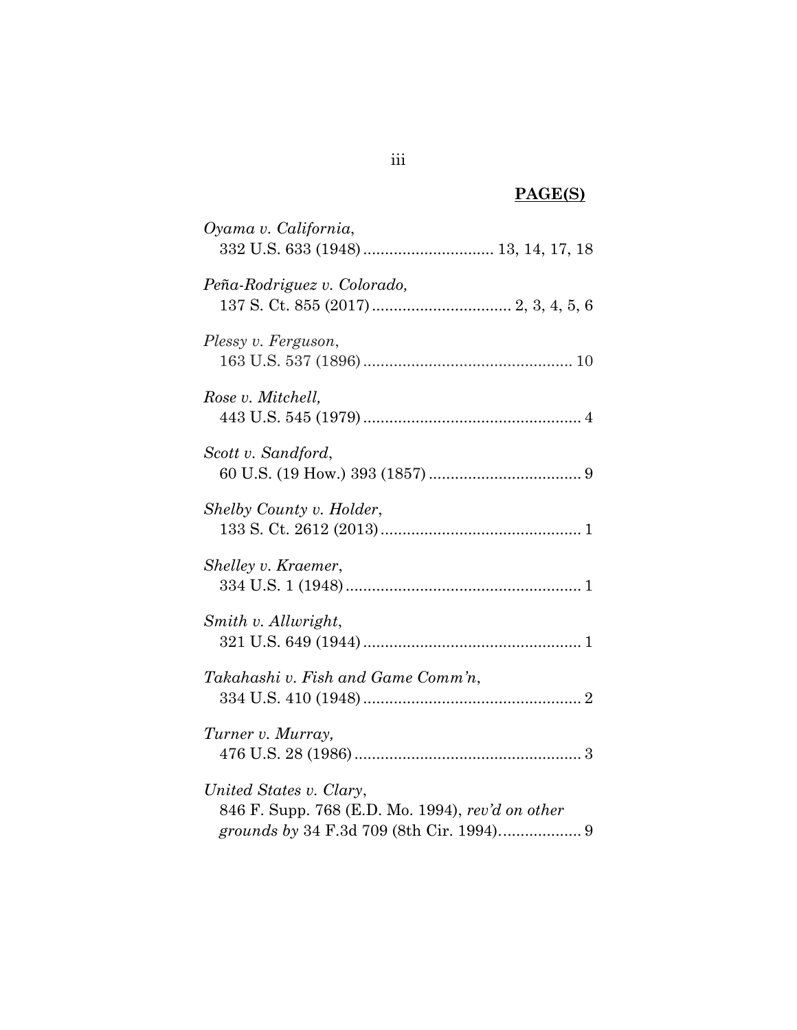**PAGE(S)**

*Oyama v. California*,
332 U.S. 633 (1948) .............................. 13, 14, 17, 18

*Peña-Rodriguez v. Colorado,*
137 S. Ct. 855 (2017) ................................ 2, 3, 4, 5, 6

*Plessy v. Ferguson*,
163 U.S. 537 (1896) ................................................ 10

*Rose v. Mitchell,*
443 U.S. 545 (1979) .................................................. 4

*Scott v. Sandford*,
60 U.S. (19 How.) 393 (1857) ................................... 9

*Shelby County v. Holder*,
133 S. Ct. 2612 (2013) .............................................. 1

*Shelley v. Kraemer*,
334 U.S. 1 (1948) ...................................................... 1

*Smith v. Allwright*,
321 U.S. 649 (1944) .................................................. 1

*Takahashi v. Fish and Game Comm'n*,
334 U.S. 410 (1948) .................................................. 2

*Turner v. Murray,*
476 U.S. 28 (1986) .................................................... 3

*United States v. Clary*,
846 F. Supp. 768 (E.D. Mo. 1994), *rev'd on other grounds by* 34 F.3d 709 (8th Cir. 1994)................... 9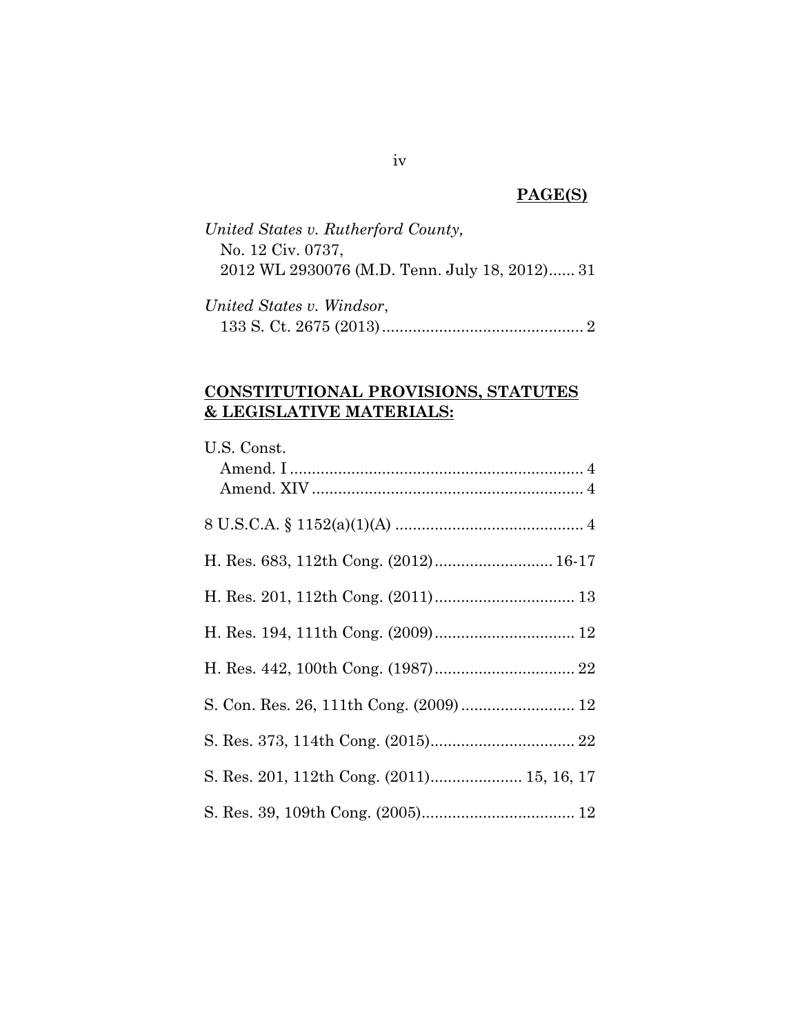**PAGE(S)**

*United States v. Rutherford County*,
No. 12 Civ. 0737,
2012 WL 2930076 (M.D. Tenn. July 18, 2012)...... 31

*United States v. Windsor*,
133 S. Ct. 2675 (2013)............................................. 2

**CONSTITUTIONAL PROVISIONS, STATUTES & LEGISLATIVE MATERIALS:**

U.S. Const.
Amend. I................................................................... 4
Amend. XIV.............................................................. 4

8 U.S.C.A. § 1152(a)(1)(A) .......................................... 4

H. Res. 683, 112th Cong. (2012)........................... 16-17

H. Res. 201, 112th Cong. (2011)................................ 13

H. Res. 194, 111th Cong. (2009)................................ 12

H. Res. 442, 100th Cong. (1987)................................ 22

S. Con. Res. 26, 111th Cong. (2009).......................... 12

S. Res. 373, 114th Cong. (2015)................................. 22

S. Res. 201, 112th Cong. (2011)..................... 15, 16, 17

S. Res. 39, 109th Cong. (2005)................................... 12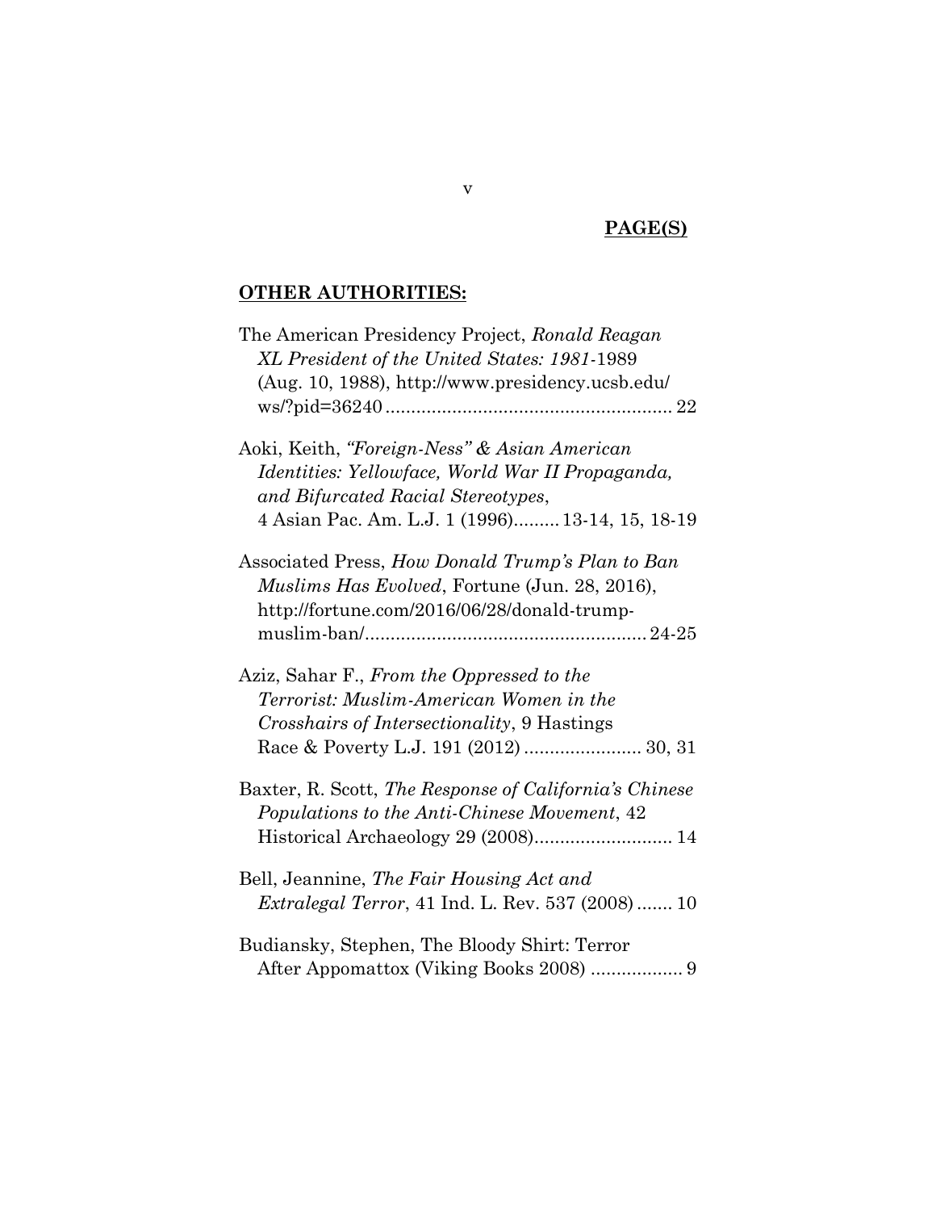**PAGE(S)**

**OTHER AUTHORITIES:**

The American Presidency Project, *Ronald Reagan XL President of the United States: 1981*-1989 (Aug. 10, 1988), http://www.presidency.ucsb.edu/ws/?pid=36240 ........................................................ 22

Aoki, Keith, *"Foreign-Ness" & Asian American Identities: Yellowface, World War II Propaganda, and Bifurcated Racial Stereotypes*, 4 Asian Pac. Am. L.J. 1 (1996)......... 13-14, 15, 18-19

Associated Press, *How Donald Trump's Plan to Ban Muslims Has Evolved*, Fortune (Jun. 28, 2016), http://fortune.com/2016/06/28/donald-trump-muslim-ban/....................................................... 24-25

Aziz, Sahar F., *From the Oppressed to the Terrorist: Muslim-American Women in the Crosshairs of Intersectionality*, 9 Hastings Race & Poverty L.J. 191 (2012) ....................... 30, 31

Baxter, R. Scott, *The Response of California's Chinese Populations to the Anti-Chinese Movement*, 42 Historical Archaeology 29 (2008)........................... 14

Bell, Jeannine, *The Fair Housing Act and Extralegal Terror*, 41 Ind. L. Rev. 537 (2008) ....... 10

Budiansky, Stephen, The Bloody Shirt: Terror After Appomattox (Viking Books 2008) .................. 9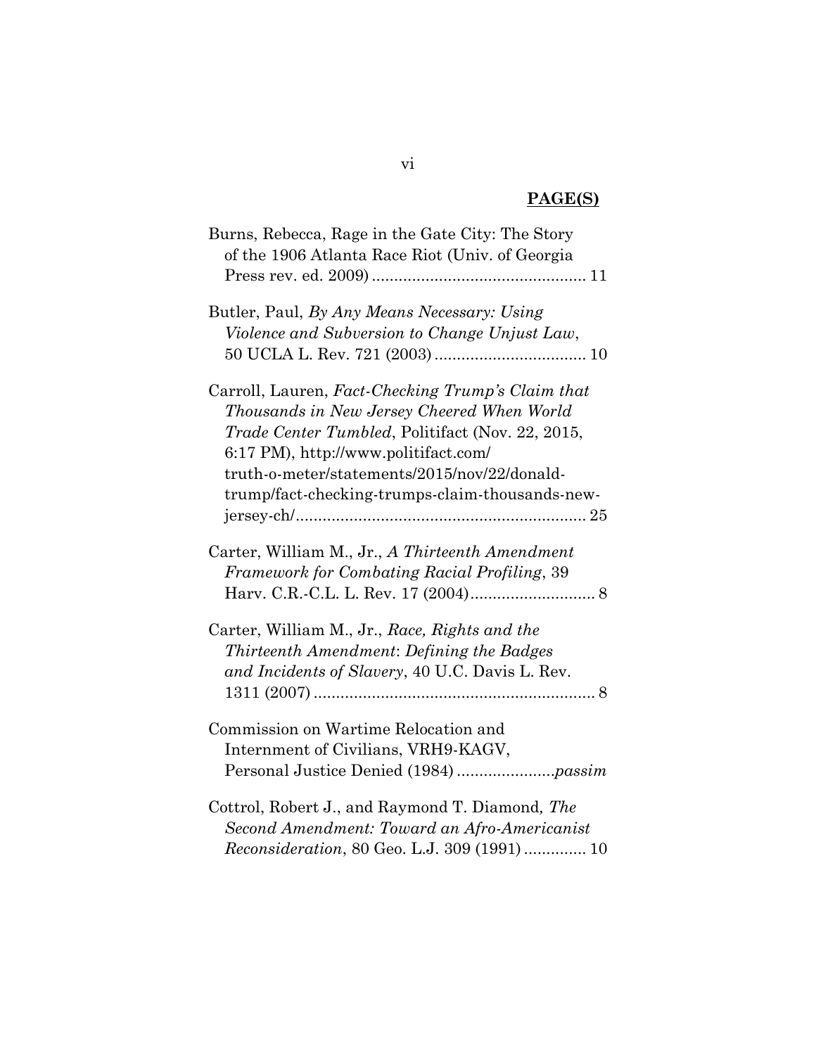**PAGE(S)**

Burns, Rebecca, Rage in the Gate City: The Story of the 1906 Atlanta Race Riot (Univ. of Georgia Press rev. ed. 2009) ............................................... 11

Butler, Paul, *By Any Means Necessary: Using Violence and Subversion to Change Unjust Law*, 50 UCLA L. Rev. 721 (2003) ................................. 10

Carroll, Lauren, *Fact-Checking Trump's Claim that Thousands in New Jersey Cheered When World Trade Center Tumbled*, Politifact (Nov. 22, 2015, 6:17 PM), http://www.politifact.com/truth-o-meter/statements/2015/nov/22/donald-trump/fact-checking-trumps-claim-thousands-new-jersey-ch/................................................................ 25

Carter, William M., Jr., *A Thirteenth Amendment Framework for Combating Racial Profiling*, 39 Harv. C.R.-C.L. L. Rev. 17 (2004)........................... 8

Carter, William M., Jr., *Race, Rights and the Thirteenth Amendment*: *Defining the Badges and Incidents of Slavery*, 40 U.C. Davis L. Rev. 1311 (2007) .............................................................. 8

Commission on Wartime Relocation and Internment of Civilians, VRH9-KAGV, Personal Justice Denied (1984) ......................*passim*

Cottrol, Robert J., and Raymond T. Diamond, *The Second Amendment: Toward an Afro-Americanist Reconsideration*, 80 Geo. L.J. 309 (1991) .............. 10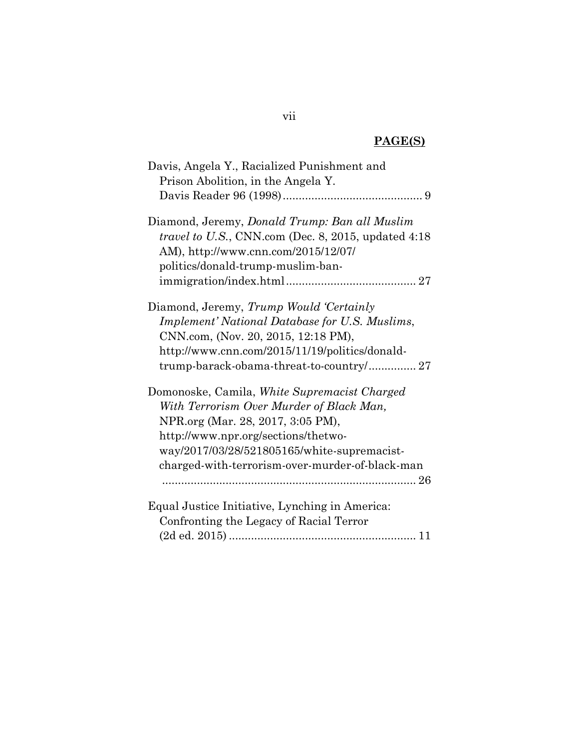**PAGE(S)**

Davis, Angela Y., Racialized Punishment and Prison Abolition, in the Angela Y. Davis Reader 96 (1998) ............................................ 9

Diamond, Jeremy, *Donald Trump: Ban all Muslim travel to U.S.*, CNN.com (Dec. 8, 2015, updated 4:18 AM), http://www.cnn.com/2015/12/07/politics/donald-trump-muslim-ban-immigration/index.html ......................................... 27

Diamond, Jeremy, *Trump Would 'Certainly Implement' National Database for U.S. Muslims*, CNN.com, (Nov. 20, 2015, 12:18 PM), http://www.cnn.com/2015/11/19/politics/donald-trump-barack-obama-threat-to-country/ ............... 27

Domonoske, Camila, *White Supremacist Charged With Terrorism Over Murder of Black Man,* NPR.org (Mar. 28, 2017, 3:05 PM), http://www.npr.org/sections/thetwo-way/2017/03/28/521805165/white-supremacist-charged-with-terrorism-over-murder-of-black-man ................................................................................ 26

Equal Justice Initiative, Lynching in America: Confronting the Legacy of Racial Terror (2d ed. 2015) ........................................................... 11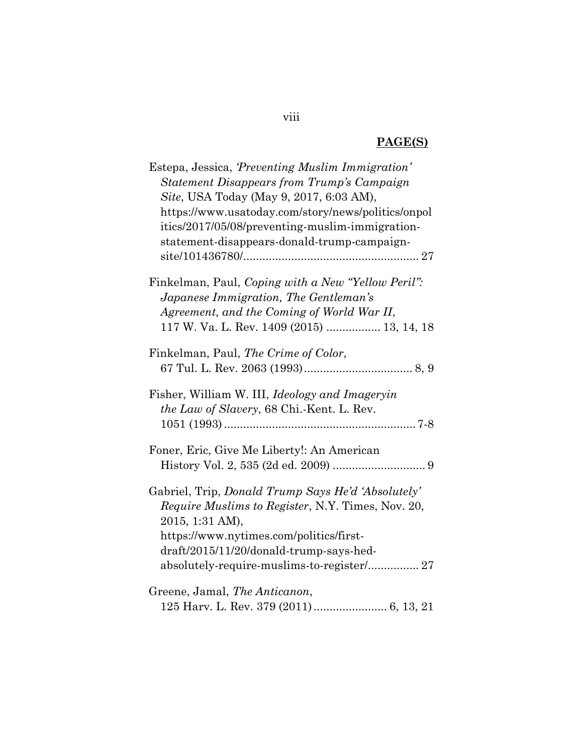**PAGE(S)**

Estepa, Jessica, *'Preventing Muslim Immigration' Statement Disappears from Trump's Campaign Site*, USA Today (May 9, 2017, 6:03 AM), https://www.usatoday.com/story/news/politics/onpolitics/2017/05/08/preventing-muslim-immigration-statement-disappears-donald-trump-campaign-site/101436780/....................................................... 27

Finkelman, Paul, *Coping with a New "Yellow Peril": Japanese Immigration, The Gentleman's Agreement, and the Coming of World War II*, 117 W. Va. L. Rev. 1409 (2015) ................. 13, 14, 18

Finkelman, Paul, *The Crime of Color*, 67 Tul. L. Rev. 2063 (1993).................................. 8, 9

Fisher, William W. III, *Ideology and Imageryin the Law of Slavery*, 68 Chi.-Kent. L. Rev. 1051 (1993)............................................................ 7-8

Foner, Eric, Give Me Liberty!: An American History Vol. 2, 535 (2d ed. 2009) ............................. 9

Gabriel, Trip, *Donald Trump Says He'd 'Absolutely' Require Muslims to Register*, N.Y. Times, Nov. 20, 2015, 1:31 AM), https://www.nytimes.com/politics/first-draft/2015/11/20/donald-trump-says-hed-absolutely-require-muslims-to-register/................ 27

Greene, Jamal, *The Anticanon*, 125 Harv. L. Rev. 379 (2011) ....................... 6, 13, 21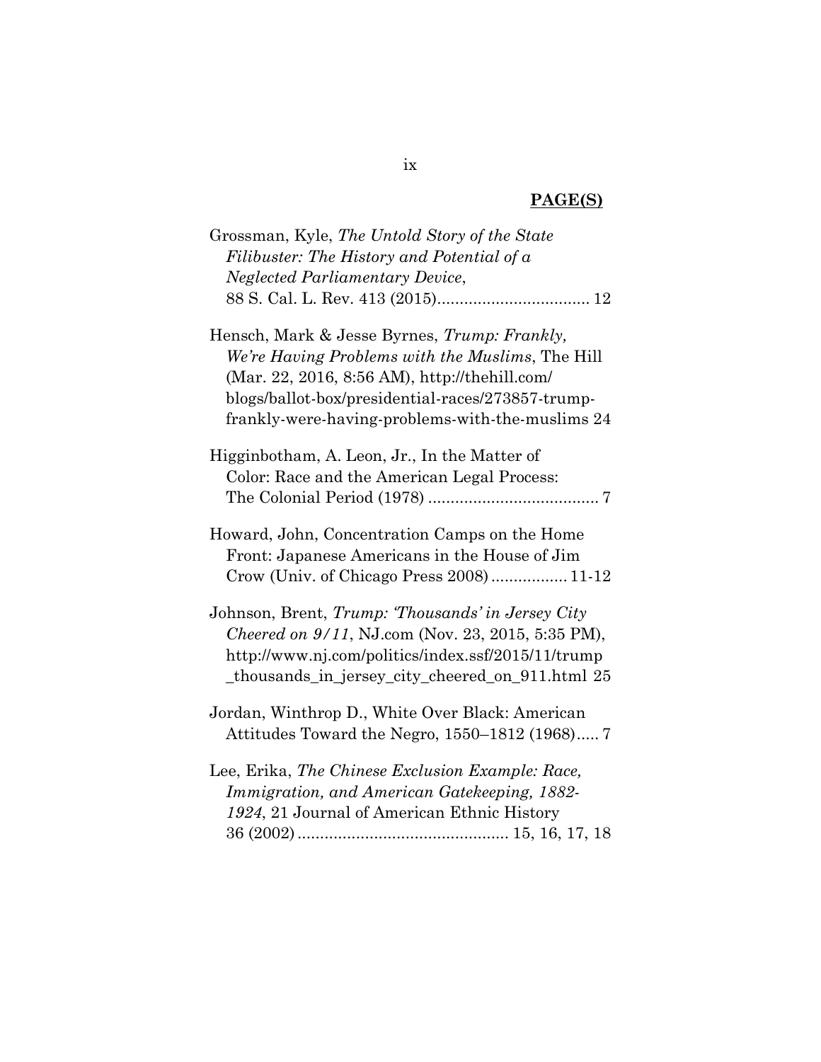**PAGE(S)**

Grossman, Kyle, *The Untold Story of the State Filibuster: The History and Potential of a Neglected Parliamentary Device*, 88 S. Cal. L. Rev. 413 (2015).................................. 12

Hensch, Mark & Jesse Byrnes, *Trump: Frankly, We're Having Problems with the Muslims*, The Hill (Mar. 22, 2016, 8:56 AM), http://thehill.com/blogs/ballot-box/presidential-races/273857-trump-frankly-were-having-problems-with-the-muslims 24

Higginbotham, A. Leon, Jr., In the Matter of Color: Race and the American Legal Process: The Colonial Period (1978) ...................................... 7

Howard, John, Concentration Camps on the Home Front: Japanese Americans in the House of Jim Crow (Univ. of Chicago Press 2008) ................. 11-12

Johnson, Brent, *Trump: 'Thousands' in Jersey City Cheered on 9/11*, NJ.com (Nov. 23, 2015, 5:35 PM), http://www.nj.com/politics/index.ssf/2015/11/trump_thousands_in_jersey_city_cheered_on_911.html 25

Jordan, Winthrop D., White Over Black: American Attitudes Toward the Negro, 1550–1812 (1968)..... 7

Lee, Erika, *The Chinese Exclusion Example: Race, Immigration, and American Gatekeeping, 1882-1924*, 21 Journal of American Ethnic History 36 (2002) ............................................... 15, 16, 17, 18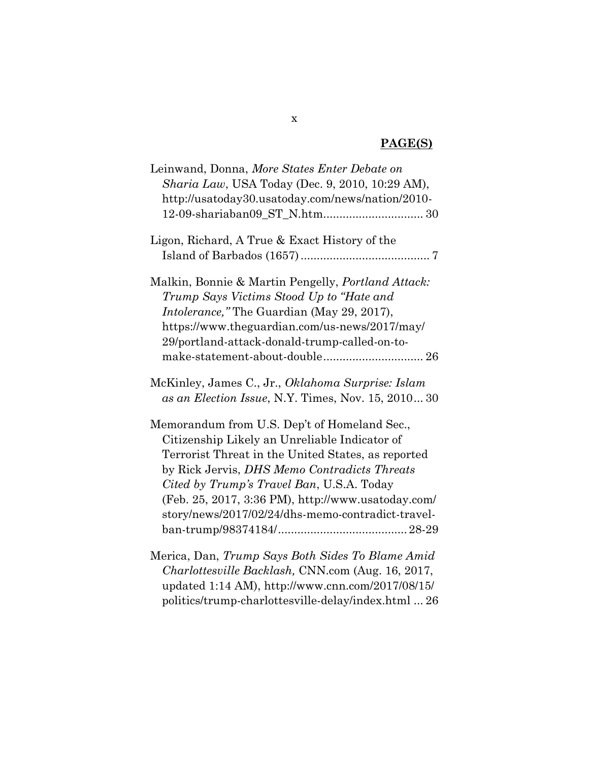**PAGE(S)**

Leinwand, Donna, *More States Enter Debate on Sharia Law*, USA Today (Dec. 9, 2010, 10:29 AM), http://usatoday30.usatoday.com/news/nation/2010-12-09-shariaban09_ST_N.htm............................... 30

Ligon, Richard, A True & Exact History of the Island of Barbados (1657)........................................ 7

Malkin, Bonnie & Martin Pengelly, *Portland Attack: Trump Says Victims Stood Up to "Hate and Intolerance,"* The Guardian (May 29, 2017), https://www.theguardian.com/us-news/2017/may/29/portland-attack-donald-trump-called-on-to-make-statement-about-double............................... 26

McKinley, James C., Jr., *Oklahoma Surprise: Islam as an Election Issue*, N.Y. Times, Nov. 15, 2010... 30

Memorandum from U.S. Dep't of Homeland Sec., Citizenship Likely an Unreliable Indicator of Terrorist Threat in the United States, as reported by Rick Jervis, *DHS Memo Contradicts Threats Cited by Trump's Travel Ban*, U.S.A. Today (Feb. 25, 2017, 3:36 PM), http://www.usatoday.com/story/news/2017/02/24/dhs-memo-contradict-travel-ban-trump/98374184/........................................ 28-29

Merica, Dan, *Trump Says Both Sides To Blame Amid Charlottesville Backlash,* CNN.com (Aug. 16, 2017, updated 1:14 AM), http://www.cnn.com/2017/08/15/politics/trump-charlottesville-delay/index.html ... 26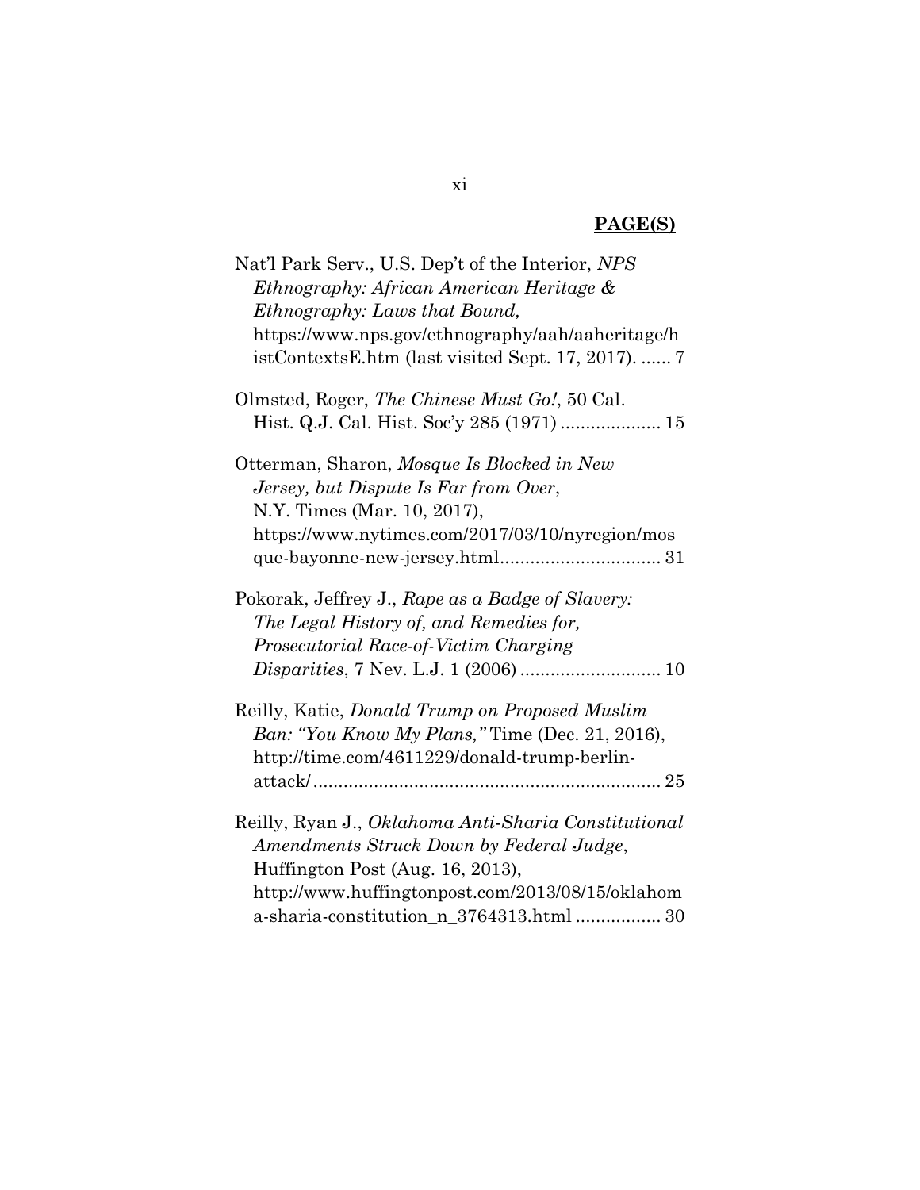**PAGE(S)**

Nat'l Park Serv., U.S. Dep't of the Interior, *NPS Ethnography: African American Heritage & Ethnography: Laws that Bound,* https://www.nps.gov/ethnography/aah/aaheritage/histContextsE.htm (last visited Sept. 17, 2017). ...... 7

Olmsted, Roger, *The Chinese Must Go!*, 50 Cal. Hist. Q.J. Cal. Hist. Soc'y 285 (1971) .................... 15

Otterman, Sharon, *Mosque Is Blocked in New Jersey, but Dispute Is Far from Over*, N.Y. Times (Mar. 10, 2017), https://www.nytimes.com/2017/03/10/nyregion/mosque-bayonne-new-jersey.html................................ 31

Pokorak, Jeffrey J., *Rape as a Badge of Slavery: The Legal History of, and Remedies for, Prosecutorial Race-of-Victim Charging Disparities*, 7 Nev. L.J. 1 (2006) ............................ 10

Reilly, Katie, *Donald Trump on Proposed Muslim Ban: "You Know My Plans,"* Time (Dec. 21, 2016), http://time.com/4611229/donald-trump-berlin-attack/..................................................................... 25

Reilly, Ryan J., *Oklahoma Anti-Sharia Constitutional Amendments Struck Down by Federal Judge*, Huffington Post (Aug. 16, 2013), http://www.huffingtonpost.com/2013/08/15/oklahoma-sharia-constitution_n_3764313.html ................. 30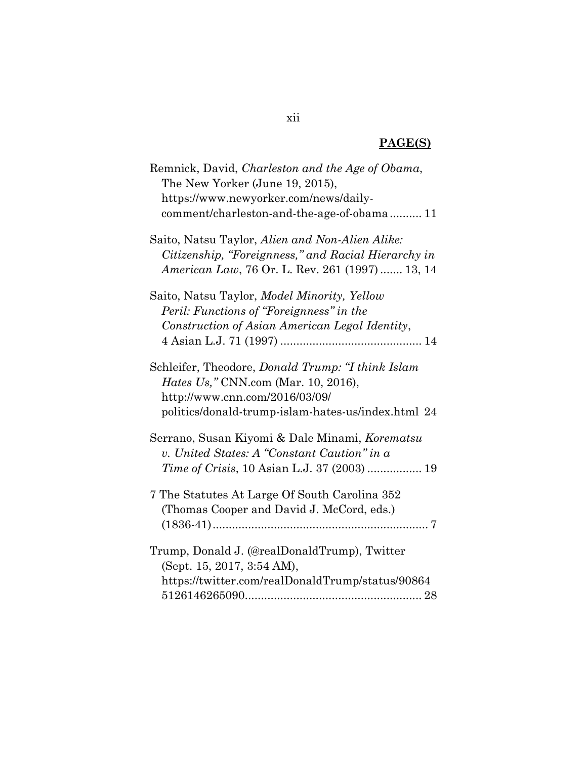**PAGE(S)**

Remnick, David, *Charleston and the Age of Obama*, The New Yorker (June 19, 2015), https://www.newyorker.com/news/daily-comment/charleston-and-the-age-of-obama .......... 11

Saito, Natsu Taylor, *Alien and Non-Alien Alike: Citizenship, "Foreignness," and Racial Hierarchy in American Law*, 76 Or. L. Rev. 261 (1997) ....... 13, 14

Saito, Natsu Taylor, *Model Minority, Yellow Peril: Functions of "Foreignness" in the Construction of Asian American Legal Identity*, 4 Asian L.J. 71 (1997) ............................................ 14

Schleifer, Theodore, *Donald Trump: "I think Islam Hates Us,"* CNN.com (Mar. 10, 2016), http://www.cnn.com/2016/03/09/politics/donald-trump-islam-hates-us/index.html 24

Serrano, Susan Kiyomi & Dale Minami, *Korematsu v. United States: A "Constant Caution" in a Time of Crisis*, 10 Asian L.J. 37 (2003) ................. 19

7 The Statutes At Large Of South Carolina 352 (Thomas Cooper and David J. McCord, eds.) (1836-41)................................................................... 7

Trump, Donald J. (@realDonaldTrump), Twitter (Sept. 15, 2017, 3:54 AM), https://twitter.com/realDonaldTrump/status/908645126146265090....................................................... 28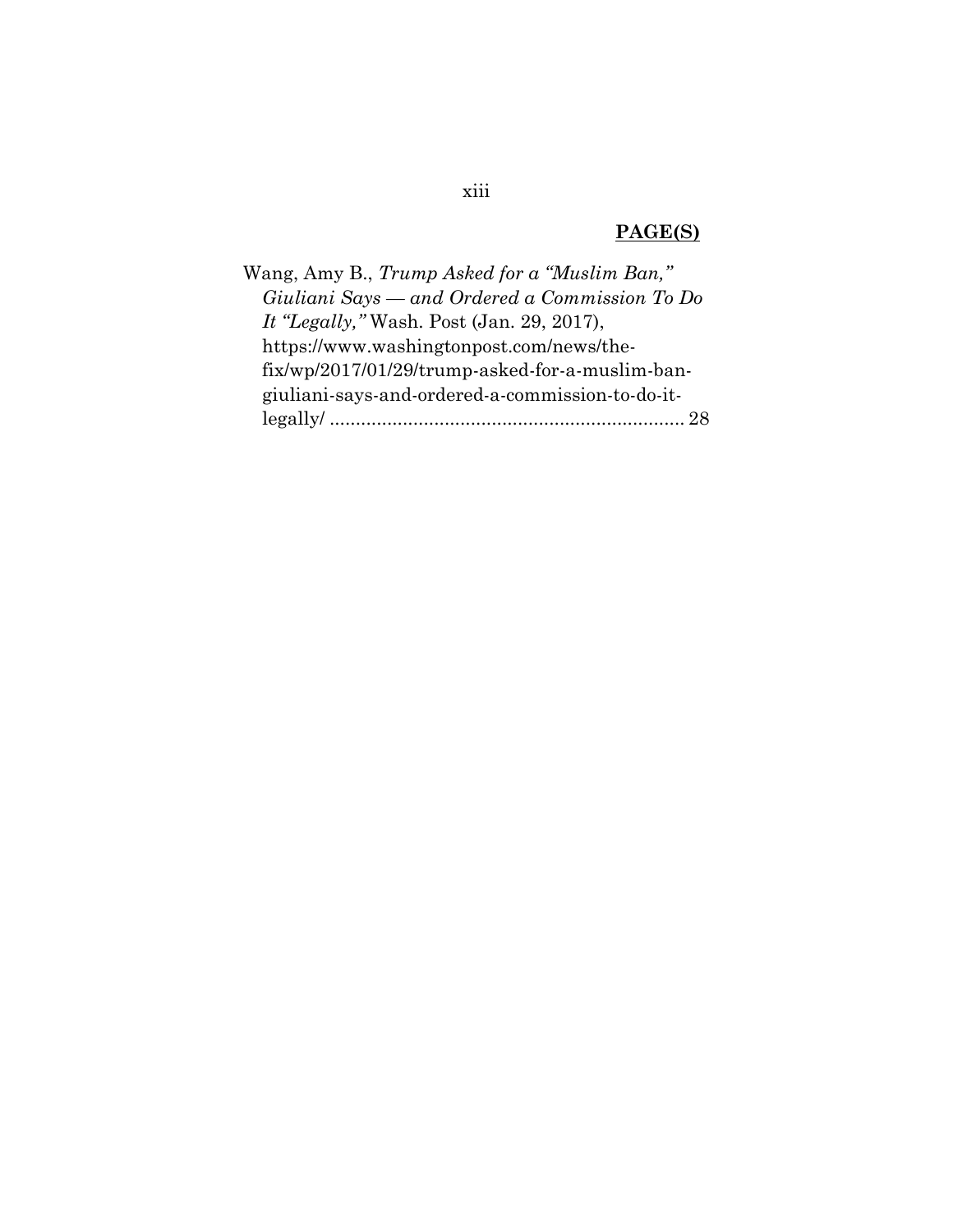**PAGE(S)**

Wang, Amy B., *Trump Asked for a "Muslim Ban," Giuliani Says — and Ordered a Commission To Do It "Legally,"* Wash. Post (Jan. 29, 2017), https://www.washingtonpost.com/news/the-fix/wp/2017/01/29/trump-asked-for-a-muslim-ban-giuliani-says-and-ordered-a-commission-to-do-it-legally/ .................................................................... 28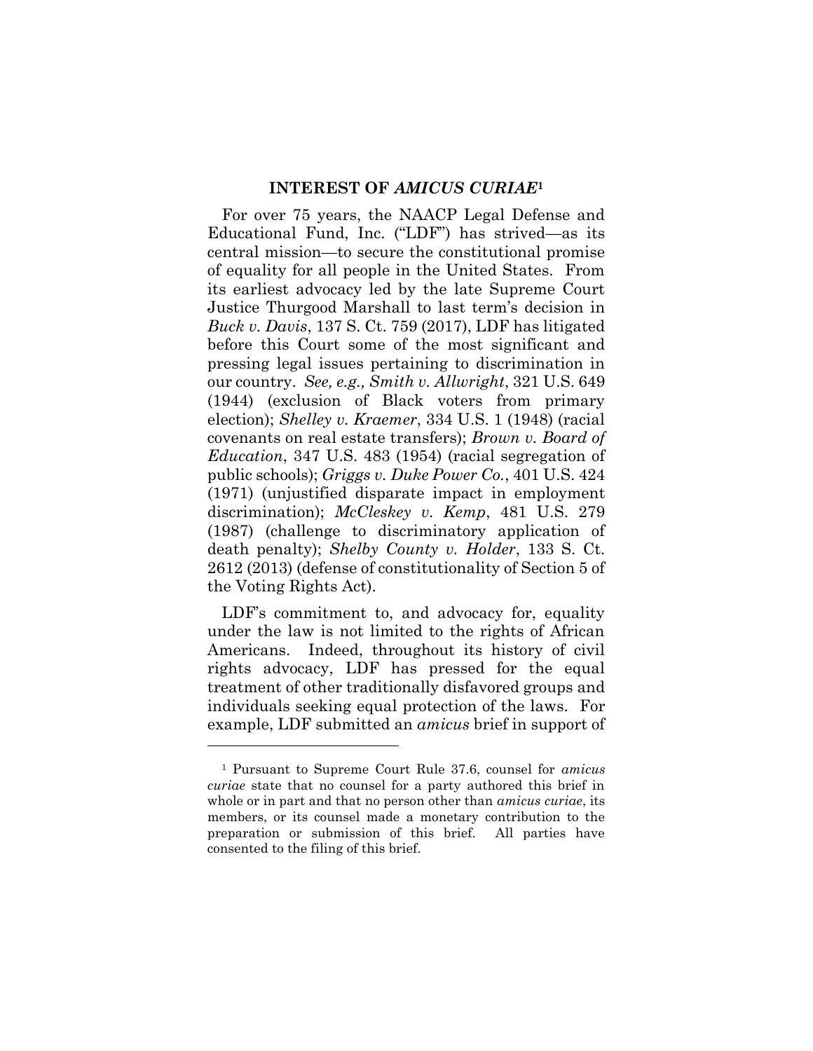## INTEREST OF *AMICUS CURIAE*[1]

For over 75 years, the NAACP Legal Defense and Educational Fund, Inc. ("LDF") has strived—as its central mission—to secure the constitutional promise of equality for all people in the United States. From its earliest advocacy led by the late Supreme Court Justice Thurgood Marshall to last term's decision in *Buck v. Davis*, 137 S. Ct. 759 (2017), LDF has litigated before this Court some of the most significant and pressing legal issues pertaining to discrimination in our country. *See, e.g., Smith v. Allwright*, 321 U.S. 649 (1944) (exclusion of Black voters from primary election); *Shelley v. Kraemer*, 334 U.S. 1 (1948) (racial covenants on real estate transfers); *Brown v. Board of Education*, 347 U.S. 483 (1954) (racial segregation of public schools); *Griggs v. Duke Power Co.*, 401 U.S. 424 (1971) (unjustified disparate impact in employment discrimination); *McCleskey v. Kemp*, 481 U.S. 279 (1987) (challenge to discriminatory application of death penalty); *Shelby County v. Holder*, 133 S. Ct. 2612 (2013) (defense of constitutionality of Section 5 of the Voting Rights Act).

LDF's commitment to, and advocacy for, equality under the law is not limited to the rights of African Americans. Indeed, throughout its history of civil rights advocacy, LDF has pressed for the equal treatment of other traditionally disfavored groups and individuals seeking equal protection of the laws. For example, LDF submitted an *amicus* brief in support of

---

[1] Pursuant to Supreme Court Rule 37.6, counsel for *amicus curiae* state that no counsel for a party authored this brief in whole or in part and that no person other than *amicus curiae*, its members, or its counsel made a monetary contribution to the preparation or submission of this brief. All parties have consented to the filing of this brief.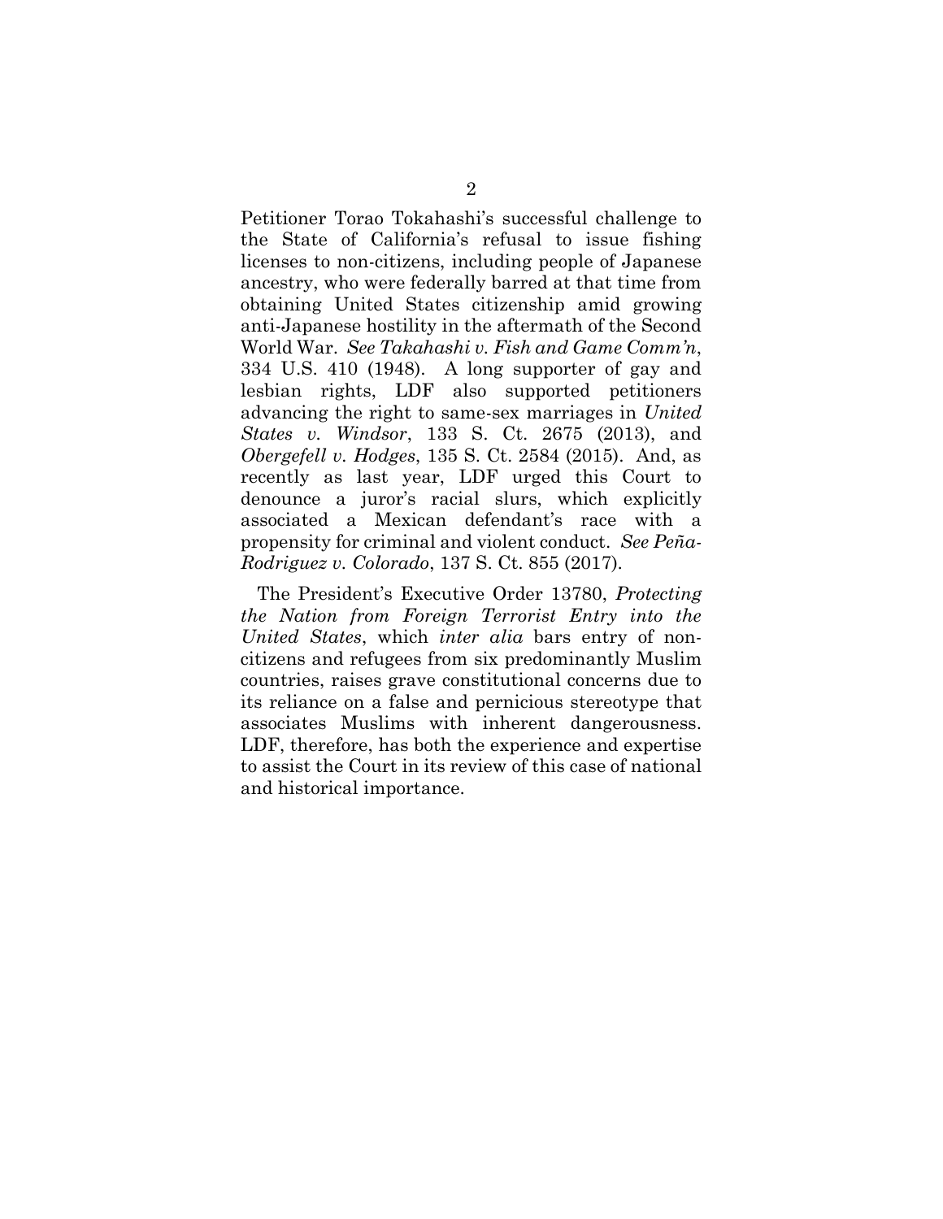Petitioner Torao Tokahashi's successful challenge to the State of California's refusal to issue fishing licenses to non-citizens, including people of Japanese ancestry, who were federally barred at that time from obtaining United States citizenship amid growing anti-Japanese hostility in the aftermath of the Second World War. *See Takahashi v. Fish and Game Comm'n*, 334 U.S. 410 (1948). A long supporter of gay and lesbian rights, LDF also supported petitioners advancing the right to same-sex marriages in *United States v. Windsor*, 133 S. Ct. 2675 (2013), and *Obergefell v. Hodges*, 135 S. Ct. 2584 (2015). And, as recently as last year, LDF urged this Court to denounce a juror's racial slurs, which explicitly associated a Mexican defendant's race with a propensity for criminal and violent conduct. *See Peña-Rodriguez v. Colorado*, 137 S. Ct. 855 (2017).

The President's Executive Order 13780, *Protecting the Nation from Foreign Terrorist Entry into the United States*, which *inter alia* bars entry of non-citizens and refugees from six predominantly Muslim countries, raises grave constitutional concerns due to its reliance on a false and pernicious stereotype that associates Muslims with inherent dangerousness. LDF, therefore, has both the experience and expertise to assist the Court in its review of this case of national and historical importance.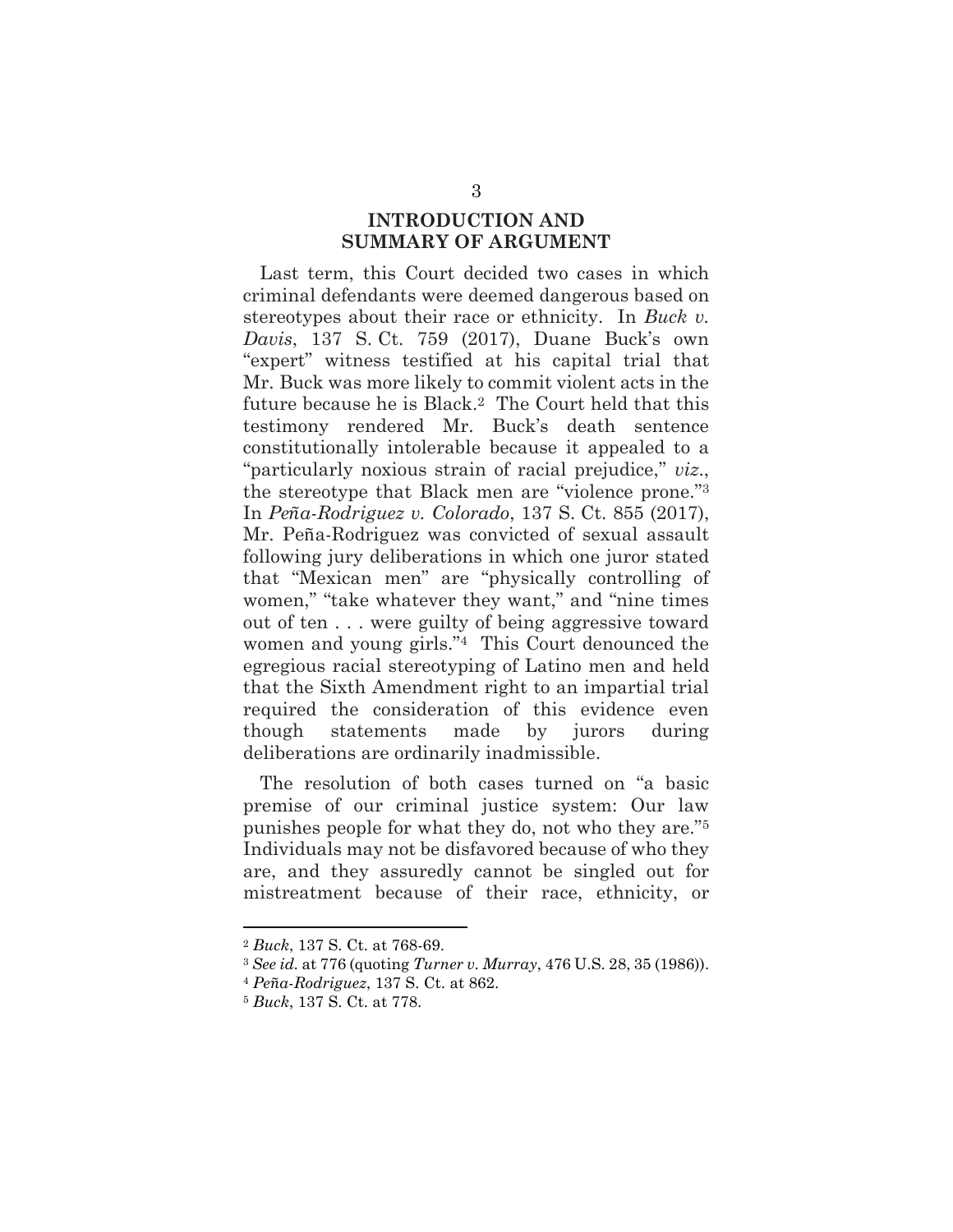## INTRODUCTION AND SUMMARY OF ARGUMENT

Last term, this Court decided two cases in which criminal defendants were deemed dangerous based on stereotypes about their race or ethnicity. In *Buck v. Davis*, 137 S. Ct. 759 (2017), Duane Buck's own "expert" witness testified at his capital trial that Mr. Buck was more likely to commit violent acts in the future because he is Black.[2] The Court held that this testimony rendered Mr. Buck's death sentence constitutionally intolerable because it appealed to a "particularly noxious strain of racial prejudice," *viz*., the stereotype that Black men are "violence prone."[3] In *Peña-Rodriguez v. Colorado*, 137 S. Ct. 855 (2017), Mr. Peña-Rodriguez was convicted of sexual assault following jury deliberations in which one juror stated that "Mexican men" are "physically controlling of women," "take whatever they want," and "nine times out of ten . . . were guilty of being aggressive toward women and young girls."[4] This Court denounced the egregious racial stereotyping of Latino men and held that the Sixth Amendment right to an impartial trial required the consideration of this evidence even though statements made by jurors during deliberations are ordinarily inadmissible.

The resolution of both cases turned on "a basic premise of our criminal justice system: Our law punishes people for what they do, not who they are."[5] Individuals may not be disfavored because of who they are, and they assuredly cannot be singled out for mistreatment because of their race, ethnicity, or

---

[2] *Buck*, 137 S. Ct. at 768-69.

[3] *See id.* at 776 (quoting *Turner v. Murray*, 476 U.S. 28, 35 (1986)).

[4] *Peña-Rodriguez*, 137 S. Ct. at 862.

[5] *Buck*, 137 S. Ct. at 778.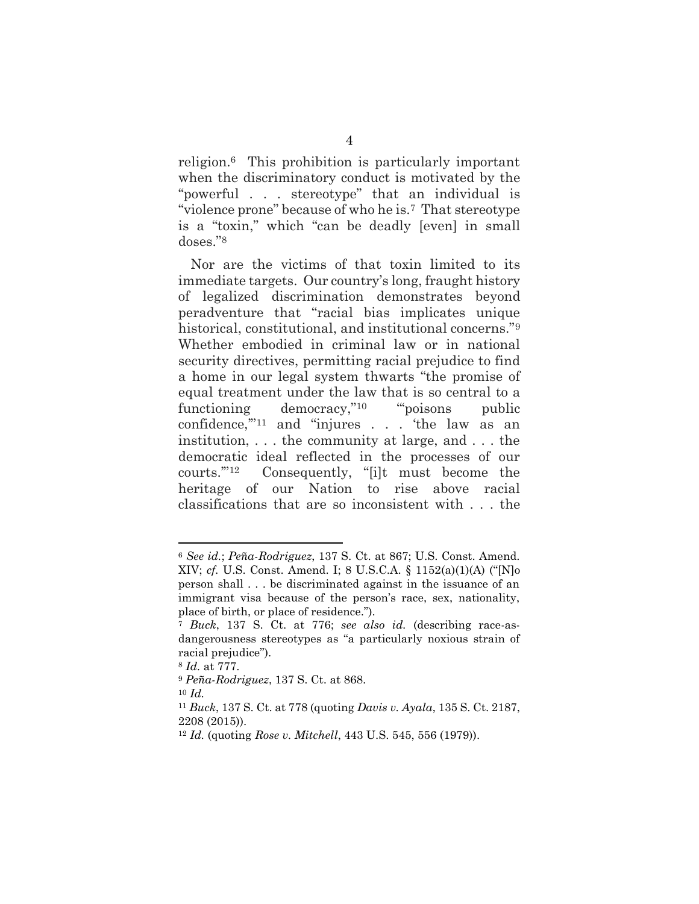religion.[6] This prohibition is particularly important when the discriminatory conduct is motivated by the "powerful . . . stereotype" that an individual is "violence prone" because of who he is.[7] That stereotype is a "toxin," which "can be deadly [even] in small doses."[8]

Nor are the victims of that toxin limited to its immediate targets. Our country's long, fraught history of legalized discrimination demonstrates beyond peradventure that "racial bias implicates unique historical, constitutional, and institutional concerns."[9] Whether embodied in criminal law or in national security directives, permitting racial prejudice to find a home in our legal system thwarts "the promise of equal treatment under the law that is so central to a functioning democracy,"[10] "'poisons public confidence,'"[11] and "injures . . . 'the law as an institution, . . . the community at large, and . . . the democratic ideal reflected in the processes of our courts.'"[12] Consequently, "[i]t must become the heritage of our Nation to rise above racial classifications that are so inconsistent with . . . the

---

[6] *See id.*; *Peña-Rodriguez*, 137 S. Ct. at 867; U.S. Const. Amend. XIV; *cf.* U.S. Const. Amend. I; 8 U.S.C.A. § 1152(a)(1)(A) ("[N]o person shall . . . be discriminated against in the issuance of an immigrant visa because of the person's race, sex, nationality, place of birth, or place of residence.").

[7] *Buck*, 137 S. Ct. at 776; *see also id.* (describing race-as-dangerousness stereotypes as "a particularly noxious strain of racial prejudice").

[8] *Id.* at 777.

[9] *Peña-Rodriguez*, 137 S. Ct. at 868.

[10] *Id.*

[11] *Buck*, 137 S. Ct. at 778 (quoting *Davis v. Ayala*, 135 S. Ct. 2187, 2208 (2015)).

[12] *Id.* (quoting *Rose v. Mitchell*, 443 U.S. 545, 556 (1979)).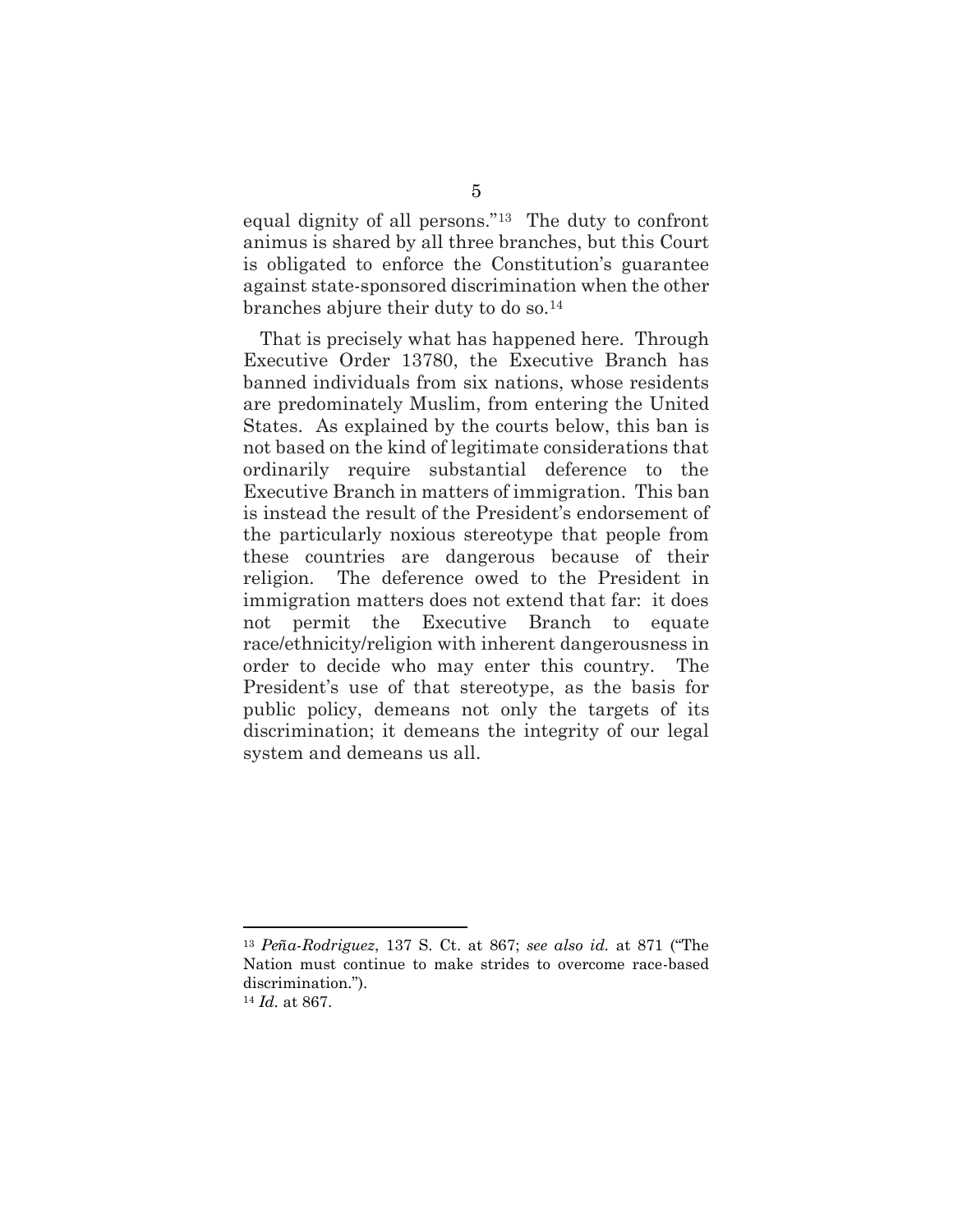equal dignity of all persons."[13] The duty to confront animus is shared by all three branches, but this Court is obligated to enforce the Constitution's guarantee against state-sponsored discrimination when the other branches abjure their duty to do so.[14]

That is precisely what has happened here. Through Executive Order 13780, the Executive Branch has banned individuals from six nations, whose residents are predominately Muslim, from entering the United States. As explained by the courts below, this ban is not based on the kind of legitimate considerations that ordinarily require substantial deference to the Executive Branch in matters of immigration. This ban is instead the result of the President's endorsement of the particularly noxious stereotype that people from these countries are dangerous because of their religion. The deference owed to the President in immigration matters does not extend that far: it does not permit the Executive Branch to equate race/ethnicity/religion with inherent dangerousness in order to decide who may enter this country. The President's use of that stereotype, as the basis for public policy, demeans not only the targets of its discrimination; it demeans the integrity of our legal system and demeans us all.

---

[13] *Peña-Rodriguez*, 137 S. Ct. at 867; *see also id.* at 871 ("The Nation must continue to make strides to overcome race-based discrimination.").

[14] *Id.* at 867.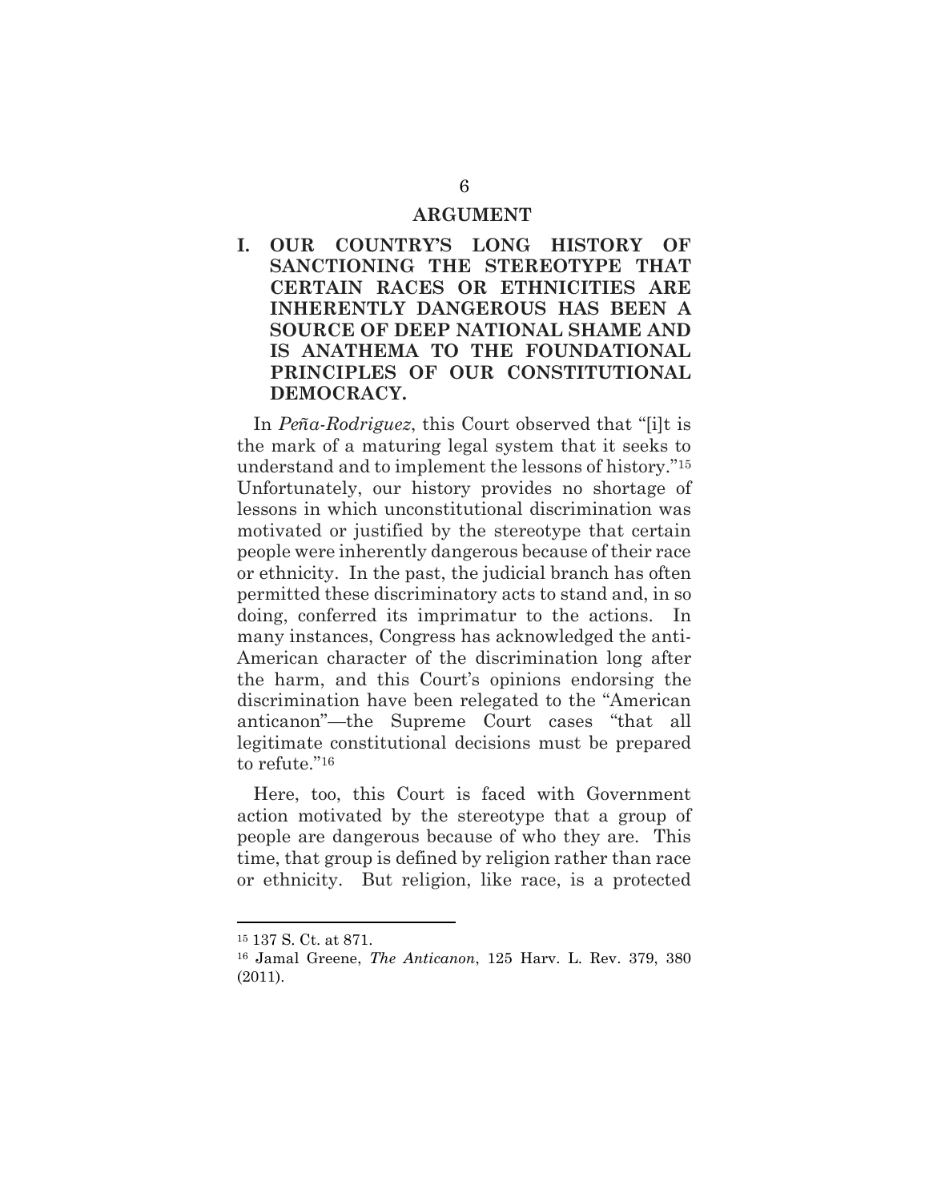## ARGUMENT

### I. OUR COUNTRY'S LONG HISTORY OF SANCTIONING THE STEREOTYPE THAT CERTAIN RACES OR ETHNICITIES ARE INHERENTLY DANGEROUS HAS BEEN A SOURCE OF DEEP NATIONAL SHAME AND IS ANATHEMA TO THE FOUNDATIONAL PRINCIPLES OF OUR CONSTITUTIONAL DEMOCRACY.

In *Peña-Rodriguez*, this Court observed that "[i]t is the mark of a maturing legal system that it seeks to understand and to implement the lessons of history."[15] Unfortunately, our history provides no shortage of lessons in which unconstitutional discrimination was motivated or justified by the stereotype that certain people were inherently dangerous because of their race or ethnicity. In the past, the judicial branch has often permitted these discriminatory acts to stand and, in so doing, conferred its imprimatur to the actions. In many instances, Congress has acknowledged the anti-American character of the discrimination long after the harm, and this Court's opinions endorsing the discrimination have been relegated to the "American anticanon"—the Supreme Court cases "that all legitimate constitutional decisions must be prepared to refute."[16]

Here, too, this Court is faced with Government action motivated by the stereotype that a group of people are dangerous because of who they are. This time, that group is defined by religion rather than race or ethnicity. But religion, like race, is a protected

---

[15] 137 S. Ct. at 871.

[16] Jamal Greene, *The Anticanon*, 125 Harv. L. Rev. 379, 380 (2011).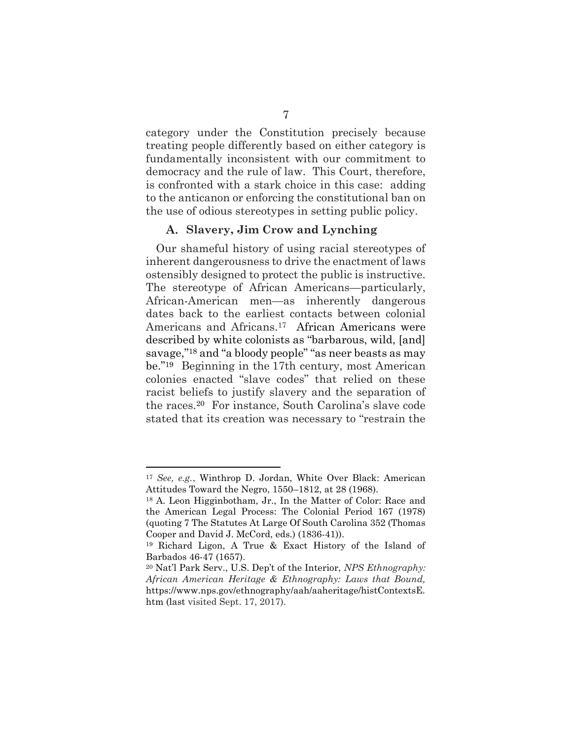category under the Constitution precisely because treating people differently based on either category is fundamentally inconsistent with our commitment to democracy and the rule of law. This Court, therefore, is confronted with a stark choice in this case: adding to the anticanon or enforcing the constitutional ban on the use of odious stereotypes in setting public policy.

### A. Slavery, Jim Crow and Lynching

Our shameful history of using racial stereotypes of inherent dangerousness to drive the enactment of laws ostensibly designed to protect the public is instructive. The stereotype of African Americans—particularly, African-American men—as inherently dangerous dates back to the earliest contacts between colonial Americans and Africans.[17] African Americans were described by white colonists as "barbarous, wild, [and] savage,"[18] and "a bloody people" "as neer beasts as may be."[19] Beginning in the 17th century, most American colonies enacted "slave codes" that relied on these racist beliefs to justify slavery and the separation of the races.[20] For instance, South Carolina's slave code stated that its creation was necessary to "restrain the

---

[17] *See, e.g.*, Winthrop D. Jordan, White Over Black: American Attitudes Toward the Negro, 1550–1812, at 28 (1968).

[18] A. Leon Higginbotham, Jr., In the Matter of Color: Race and the American Legal Process: The Colonial Period 167 (1978) (quoting 7 The Statutes At Large Of South Carolina 352 (Thomas Cooper and David J. McCord, eds.) (1836-41)).

[19] Richard Ligon, A True & Exact History of the Island of Barbados 46-47 (1657).

[20] Nat'l Park Serv., U.S. Dep't of the Interior, *NPS Ethnography: African American Heritage & Ethnography: Laws that Bound,* https://www.nps.gov/ethnography/aah/aaheritage/histContextsE.htm (last visited Sept. 17, 2017).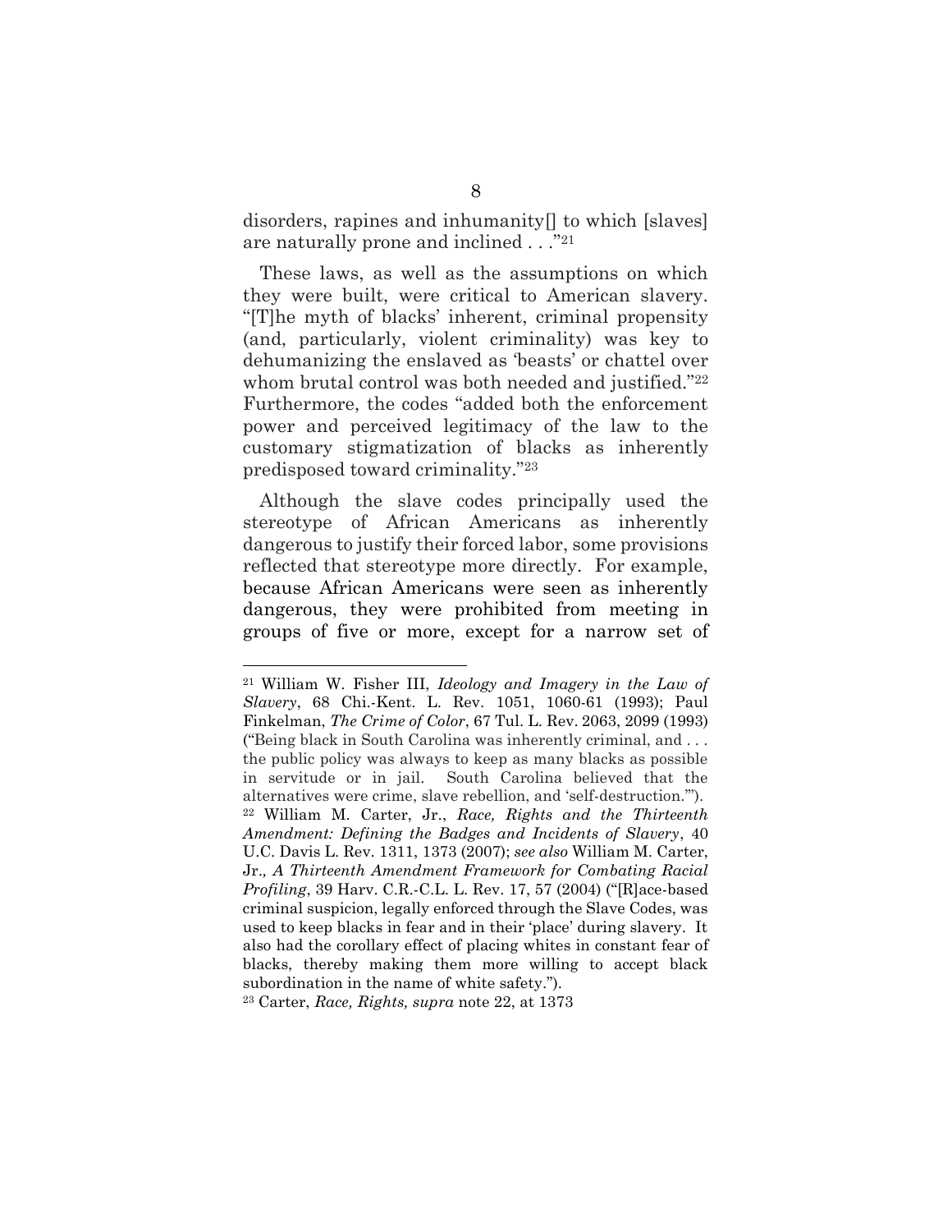disorders, rapines and inhumanity[] to which [slaves] are naturally prone and inclined . . ."[21]

These laws, as well as the assumptions on which they were built, were critical to American slavery. "[T]he myth of blacks' inherent, criminal propensity (and, particularly, violent criminality) was key to dehumanizing the enslaved as 'beasts' or chattel over whom brutal control was both needed and justified."[22] Furthermore, the codes "added both the enforcement power and perceived legitimacy of the law to the customary stigmatization of blacks as inherently predisposed toward criminality."[23]

Although the slave codes principally used the stereotype of African Americans as inherently dangerous to justify their forced labor, some provisions reflected that stereotype more directly. For example, because African Americans were seen as inherently dangerous, they were prohibited from meeting in groups of five or more, except for a narrow set of

---

[21] William W. Fisher III, *Ideology and Imagery in the Law of Slavery*, 68 Chi.-Kent. L. Rev. 1051, 1060-61 (1993); Paul Finkelman, *The Crime of Color*, 67 Tul. L. Rev. 2063, 2099 (1993) ("Being black in South Carolina was inherently criminal, and . . . the public policy was always to keep as many blacks as possible in servitude or in jail. South Carolina believed that the alternatives were crime, slave rebellion, and 'self-destruction.'").

[22] William M. Carter, Jr., *Race, Rights and the Thirteenth Amendment: Defining the Badges and Incidents of Slavery*, 40 U.C. Davis L. Rev. 1311, 1373 (2007); *see also* William M. Carter, Jr., *A Thirteenth Amendment Framework for Combating Racial Profiling*, 39 Harv. C.R.-C.L. L. Rev. 17, 57 (2004) ("[R]ace-based criminal suspicion, legally enforced through the Slave Codes, was used to keep blacks in fear and in their 'place' during slavery. It also had the corollary effect of placing whites in constant fear of blacks, thereby making them more willing to accept black subordination in the name of white safety.").

[23] Carter, *Race, Rights, supra* note 22, at 1373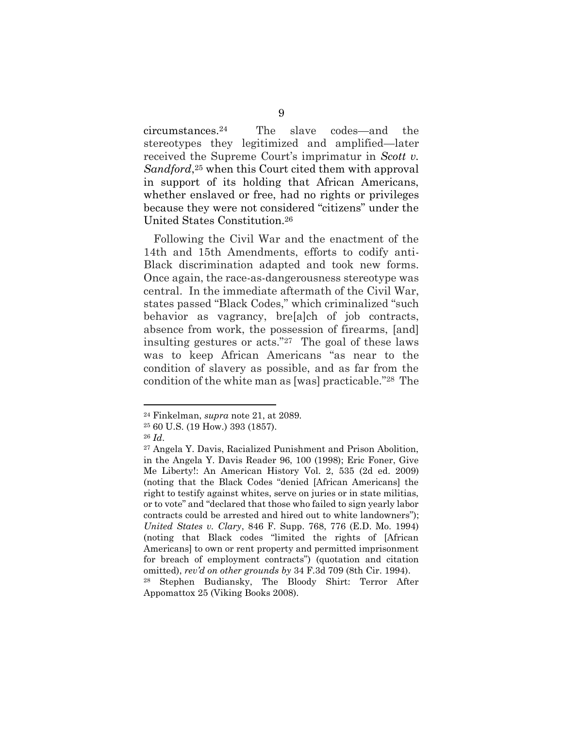circumstances.[24] The slave codes—and the stereotypes they legitimized and amplified—later received the Supreme Court's imprimatur in ***Scott v. Sandford***,[25] when this Court cited them with approval in support of its holding that African Americans, whether enslaved or free, had no rights or privileges because they were not considered "citizens" under the United States Constitution.[26]

Following the Civil War and the enactment of the 14th and 15th Amendments, efforts to codify anti-Black discrimination adapted and took new forms. Once again, the race-as-dangerousness stereotype was central. In the immediate aftermath of the Civil War, states passed "Black Codes," which criminalized "such behavior as vagrancy, bre[a]ch of job contracts, absence from work, the possession of firearms, [and] insulting gestures or acts."[27] The goal of these laws was to keep African Americans "as near to the condition of slavery as possible, and as far from the condition of the white man as [was] practicable."[28] The

---

[24] Finkelman, *supra* note 21, at 2089.

[25] 60 U.S. (19 How.) 393 (1857).

[26] *Id.*

[27] Angela Y. Davis, Racialized Punishment and Prison Abolition, in the Angela Y. Davis Reader 96, 100 (1998); Eric Foner, Give Me Liberty!: An American History Vol. 2, 535 (2d ed. 2009) (noting that the Black Codes "denied [African Americans] the right to testify against whites, serve on juries or in state militias, or to vote" and "declared that those who failed to sign yearly labor contracts could be arrested and hired out to white landowners"); *United States v. Clary*, 846 F. Supp. 768, 776 (E.D. Mo. 1994) (noting that Black codes "limited the rights of [African Americans] to own or rent property and permitted imprisonment for breach of employment contracts") (quotation and citation omitted), *rev'd on other grounds by* 34 F.3d 709 (8th Cir. 1994).

[28] Stephen Budiansky, The Bloody Shirt: Terror After Appomattox 25 (Viking Books 2008).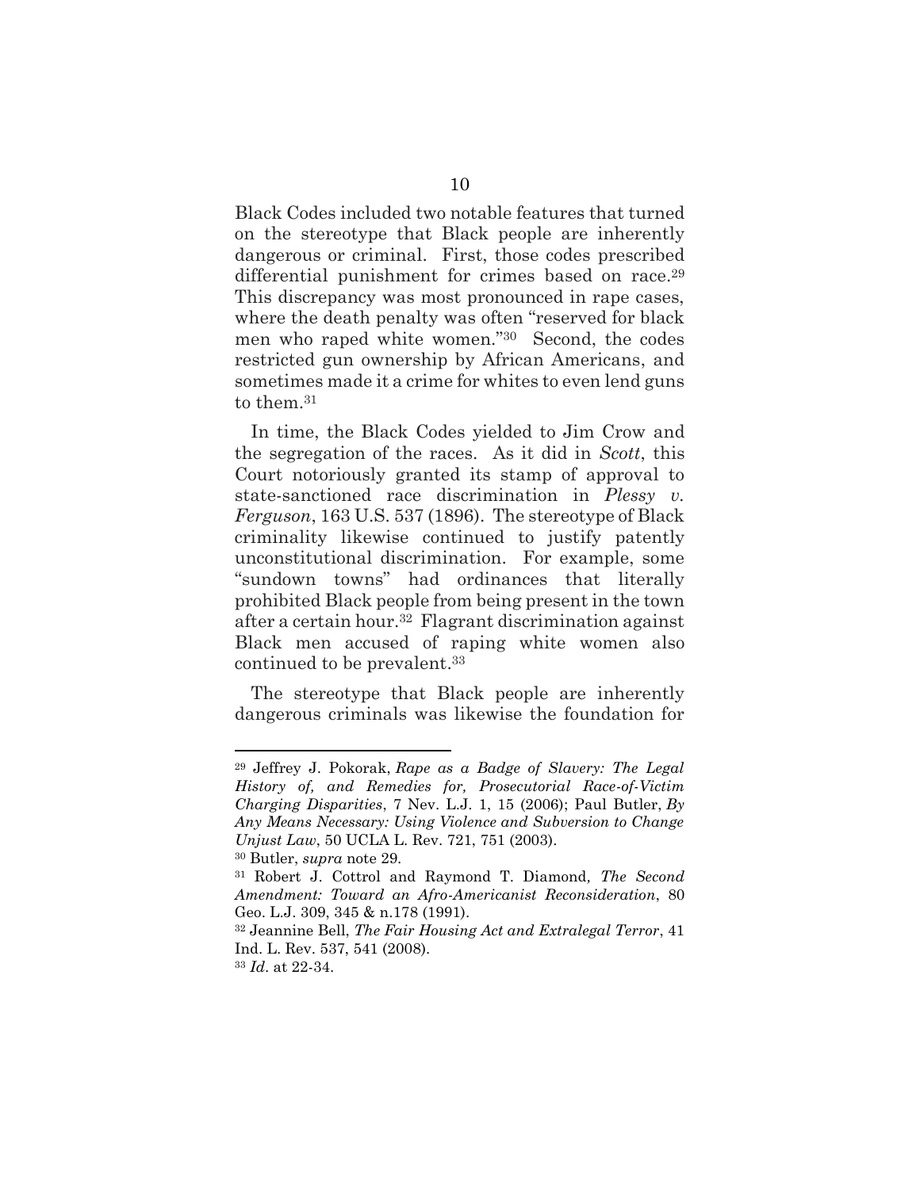Black Codes included two notable features that turned on the stereotype that Black people are inherently dangerous or criminal. First, those codes prescribed differential punishment for crimes based on race.[29] This discrepancy was most pronounced in rape cases, where the death penalty was often "reserved for black men who raped white women."[30] Second, the codes restricted gun ownership by African Americans, and sometimes made it a crime for whites to even lend guns to them.[31]

In time, the Black Codes yielded to Jim Crow and the segregation of the races. As it did in *Scott*, this Court notoriously granted its stamp of approval to state-sanctioned race discrimination in *Plessy v. Ferguson*, 163 U.S. 537 (1896). The stereotype of Black criminality likewise continued to justify patently unconstitutional discrimination. For example, some "sundown towns" had ordinances that literally prohibited Black people from being present in the town after a certain hour.[32] Flagrant discrimination against Black men accused of raping white women also continued to be prevalent.[33]

The stereotype that Black people are inherently dangerous criminals was likewise the foundation for

---

[29] Jeffrey J. Pokorak, *Rape as a Badge of Slavery: The Legal History of, and Remedies for, Prosecutorial Race-of-Victim Charging Disparities*, 7 Nev. L.J. 1, 15 (2006); Paul Butler, *By Any Means Necessary: Using Violence and Subversion to Change Unjust Law*, 50 UCLA L. Rev. 721, 751 (2003).

[30] Butler, *supra* note 29.

[31] Robert J. Cottrol and Raymond T. Diamond, *The Second Amendment: Toward an Afro-Americanist Reconsideration*, 80 Geo. L.J. 309, 345 & n.178 (1991).

[32] Jeannine Bell, *The Fair Housing Act and Extralegal Terror*, 41 Ind. L. Rev. 537, 541 (2008).

[33] *Id*. at 22-34.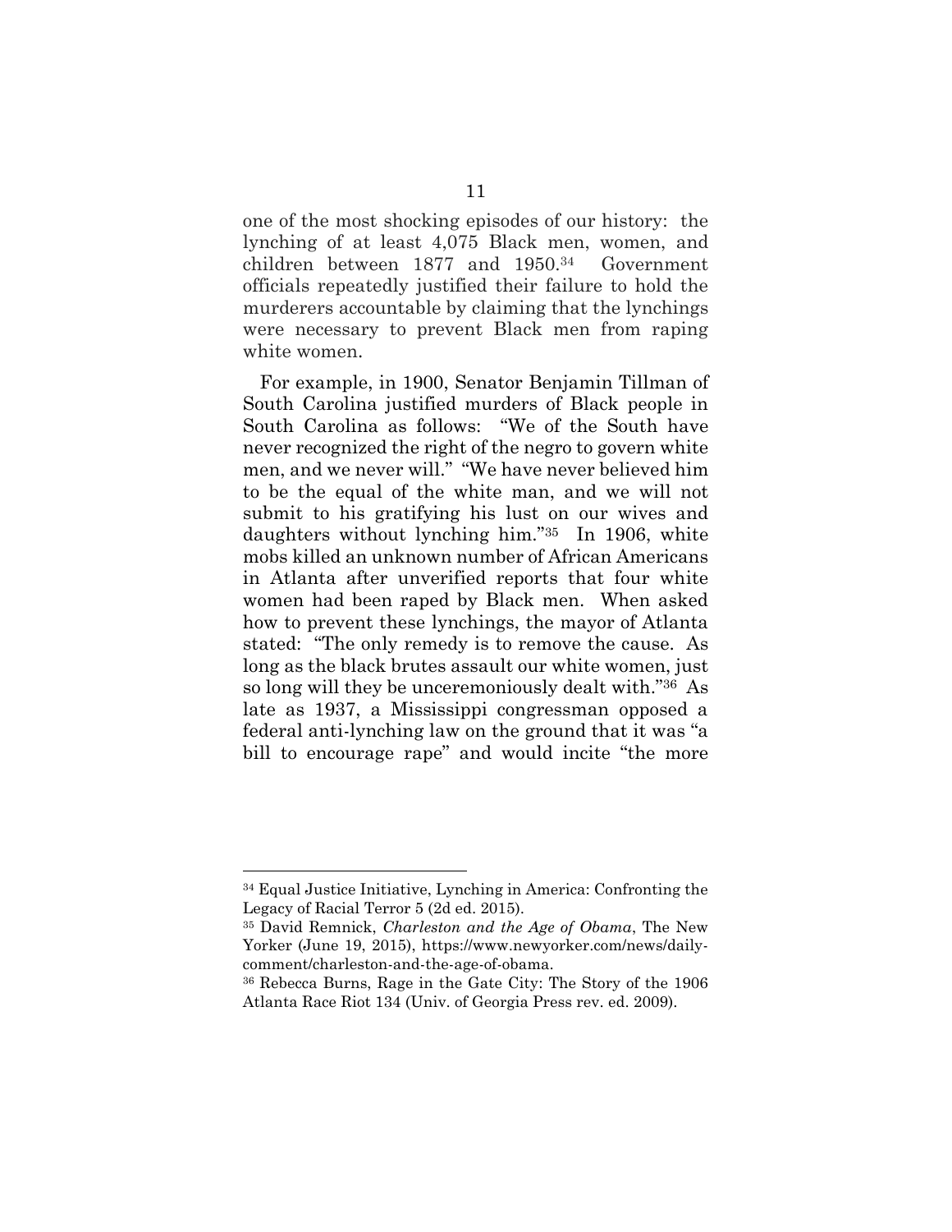one of the most shocking episodes of our history: the lynching of at least 4,075 Black men, women, and children between 1877 and 1950.[34] Government officials repeatedly justified their failure to hold the murderers accountable by claiming that the lynchings were necessary to prevent Black men from raping white women.

For example, in 1900, Senator Benjamin Tillman of South Carolina justified murders of Black people in South Carolina as follows: "We of the South have never recognized the right of the negro to govern white men, and we never will." "We have never believed him to be the equal of the white man, and we will not submit to his gratifying his lust on our wives and daughters without lynching him."[35] In 1906, white mobs killed an unknown number of African Americans in Atlanta after unverified reports that four white women had been raped by Black men. When asked how to prevent these lynchings, the mayor of Atlanta stated: "The only remedy is to remove the cause. As long as the black brutes assault our white women, just so long will they be unceremoniously dealt with."[36] As late as 1937, a Mississippi congressman opposed a federal anti-lynching law on the ground that it was "a bill to encourage rape" and would incite "the more

---

[34] Equal Justice Initiative, Lynching in America: Confronting the Legacy of Racial Terror 5 (2d ed. 2015).

[35] David Remnick, *Charleston and the Age of Obama*, The New Yorker (June 19, 2015), https://www.newyorker.com/news/daily-comment/charleston-and-the-age-of-obama.

[36] Rebecca Burns, Rage in the Gate City: The Story of the 1906 Atlanta Race Riot 134 (Univ. of Georgia Press rev. ed. 2009).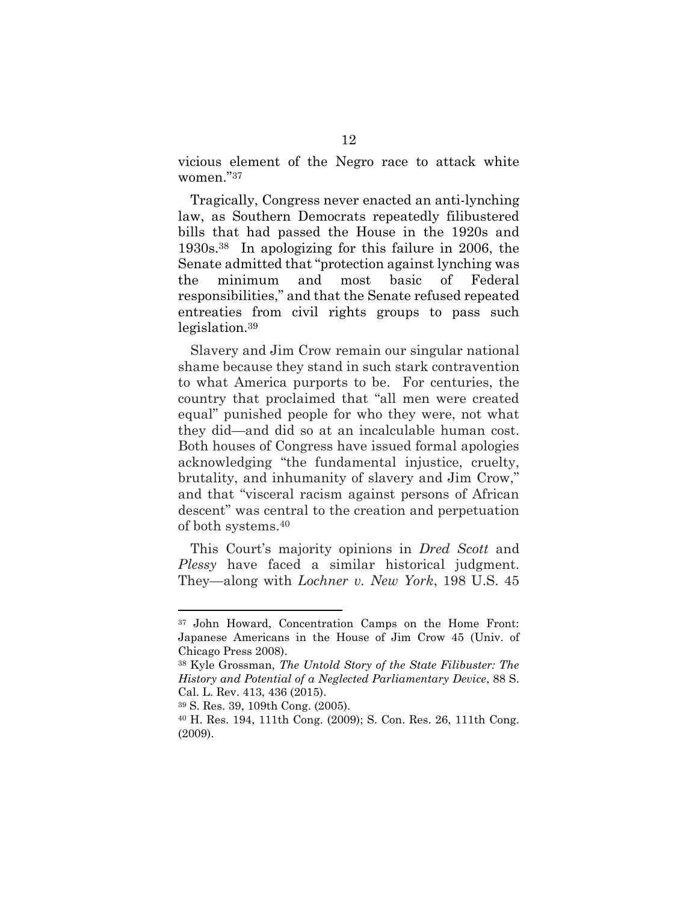vicious element of the Negro race to attack white women."[37]

Tragically, Congress never enacted an anti-lynching law, as Southern Democrats repeatedly filibustered bills that had passed the House in the 1920s and 1930s.[38] In apologizing for this failure in 2006, the Senate admitted that "protection against lynching was the minimum and most basic of Federal responsibilities," and that the Senate refused repeated entreaties from civil rights groups to pass such legislation.[39]

Slavery and Jim Crow remain our singular national shame because they stand in such stark contravention to what America purports to be. For centuries, the country that proclaimed that "all men were created equal" punished people for who they were, not what they did—and did so at an incalculable human cost. Both houses of Congress have issued formal apologies acknowledging "the fundamental injustice, cruelty, brutality, and inhumanity of slavery and Jim Crow," and that "visceral racism against persons of African descent" was central to the creation and perpetuation of both systems.[40]

This Court's majority opinions in *Dred Scott* and *Plessy* have faced a similar historical judgment. They—along with *Lochner v. New York*, 198 U.S. 45

---

[37] John Howard, Concentration Camps on the Home Front: Japanese Americans in the House of Jim Crow 45 (Univ. of Chicago Press 2008).

[38] Kyle Grossman, *The Untold Story of the State Filibuster: The History and Potential of a Neglected Parliamentary Device*, 88 S. Cal. L. Rev. 413, 436 (2015).

[39] S. Res. 39, 109th Cong. (2005).

[40] H. Res. 194, 111th Cong. (2009); S. Con. Res. 26, 111th Cong. (2009).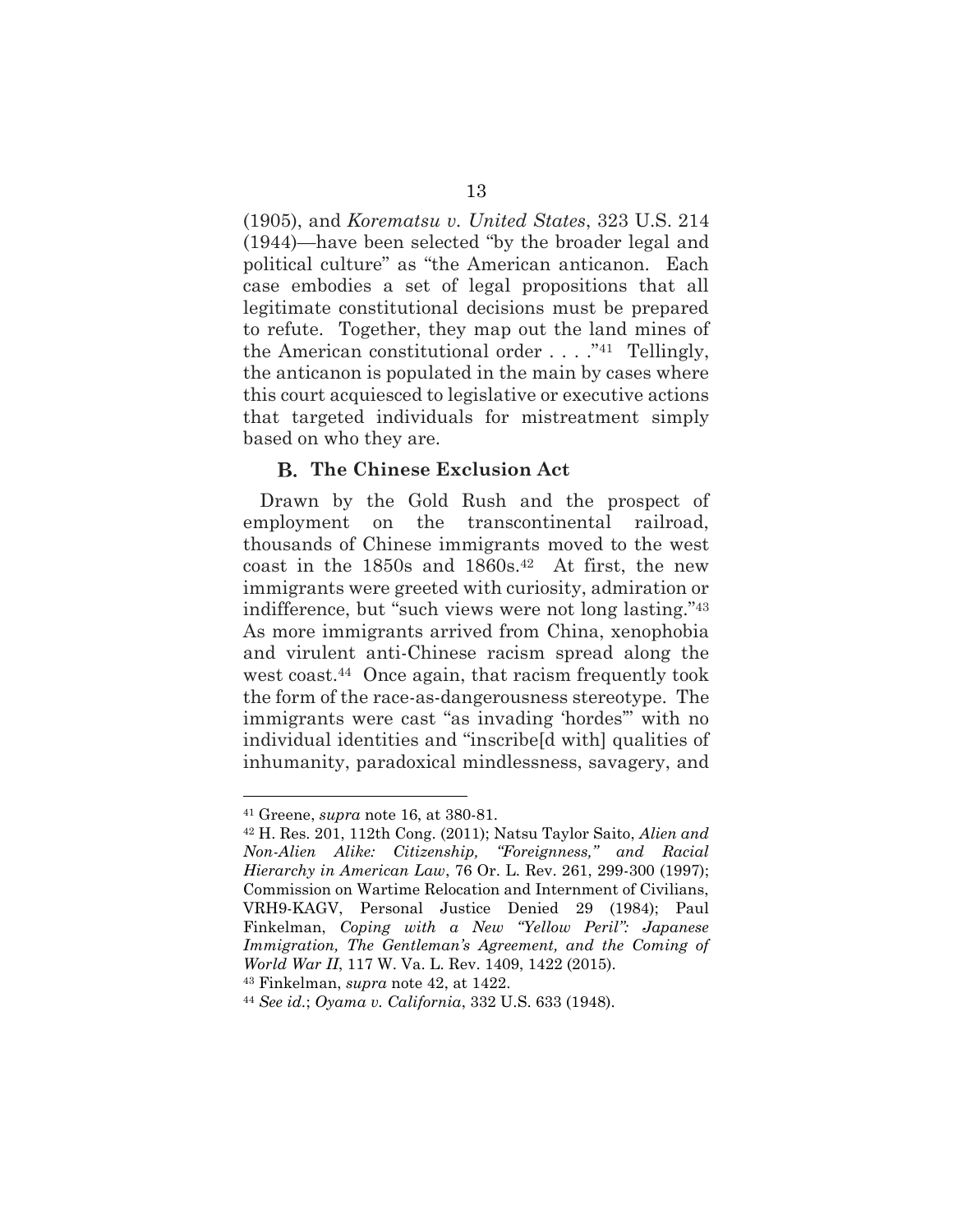(1905), and *Korematsu v. United States*, 323 U.S. 214 (1944)—have been selected "by the broader legal and political culture" as "the American anticanon. Each case embodies a set of legal propositions that all legitimate constitutional decisions must be prepared to refute. Together, they map out the land mines of the American constitutional order . . . ."[41] Tellingly, the anticanon is populated in the main by cases where this court acquiesced to legislative or executive actions that targeted individuals for mistreatment simply based on who they are.

### B. The Chinese Exclusion Act

Drawn by the Gold Rush and the prospect of employment on the transcontinental railroad, thousands of Chinese immigrants moved to the west coast in the 1850s and 1860s.[42] At first, the new immigrants were greeted with curiosity, admiration or indifference, but "such views were not long lasting."[43] As more immigrants arrived from China, xenophobia and virulent anti-Chinese racism spread along the west coast.[44] Once again, that racism frequently took the form of the race-as-dangerousness stereotype. The immigrants were cast "as invading 'hordes'" with no individual identities and "inscribe[d with] qualities of inhumanity, paradoxical mindlessness, savagery, and

---

[41] Greene, *supra* note 16, at 380-81.

[42] H. Res. 201, 112th Cong. (2011); Natsu Taylor Saito, *Alien and Non-Alien Alike: Citizenship, "Foreignness," and Racial Hierarchy in American Law*, 76 Or. L. Rev. 261, 299-300 (1997); Commission on Wartime Relocation and Internment of Civilians, VRH9-KAGV, Personal Justice Denied 29 (1984); Paul Finkelman, *Coping with a New "Yellow Peril": Japanese Immigration, The Gentleman's Agreement, and the Coming of World War II*, 117 W. Va. L. Rev. 1409, 1422 (2015).

[43] Finkelman, *supra* note 42, at 1422.

[44] *See id.*; *Oyama v. California*, 332 U.S. 633 (1948).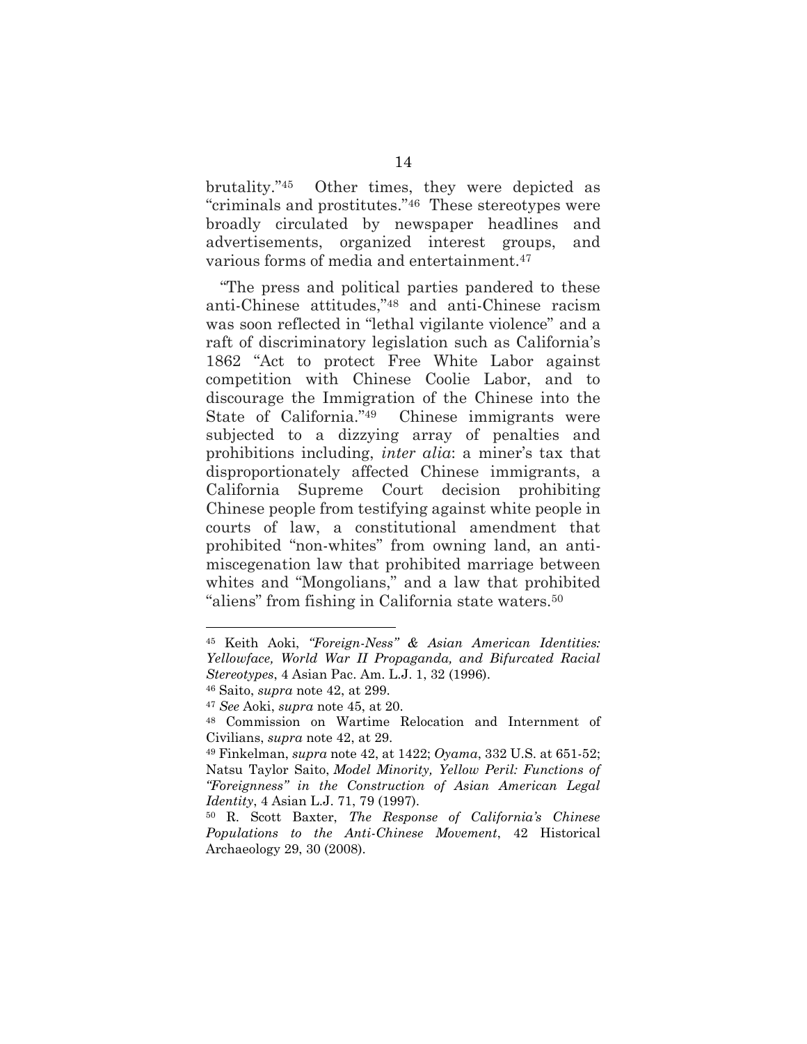brutality."[45] Other times, they were depicted as "criminals and prostitutes."[46] These stereotypes were broadly circulated by newspaper headlines and advertisements, organized interest groups, and various forms of media and entertainment.[47]

"The press and political parties pandered to these anti-Chinese attitudes,"[48] and anti-Chinese racism was soon reflected in "lethal vigilante violence" and a raft of discriminatory legislation such as California's 1862 "Act to protect Free White Labor against competition with Chinese Coolie Labor, and to discourage the Immigration of the Chinese into the State of California."[49] Chinese immigrants were subjected to a dizzying array of penalties and prohibitions including, *inter alia*: a miner's tax that disproportionately affected Chinese immigrants, a California Supreme Court decision prohibiting Chinese people from testifying against white people in courts of law, a constitutional amendment that prohibited "non-whites" from owning land, an anti-miscegenation law that prohibited marriage between whites and "Mongolians," and a law that prohibited "aliens" from fishing in California state waters.[50]

---

[45] Keith Aoki, *"Foreign-Ness" & Asian American Identities: Yellowface, World War II Propaganda, and Bifurcated Racial Stereotypes*, 4 Asian Pac. Am. L.J. 1, 32 (1996).

[46] Saito, *supra* note 42, at 299.

[47] *See* Aoki, *supra* note 45, at 20.

[48] Commission on Wartime Relocation and Internment of Civilians, *supra* note 42, at 29.

[49] Finkelman, *supra* note 42, at 1422; *Oyama*, 332 U.S. at 651-52; Natsu Taylor Saito, *Model Minority, Yellow Peril: Functions of "Foreignness" in the Construction of Asian American Legal Identity*, 4 Asian L.J. 71, 79 (1997).

[50] R. Scott Baxter, *The Response of California's Chinese Populations to the Anti-Chinese Movement*, 42 Historical Archaeology 29, 30 (2008).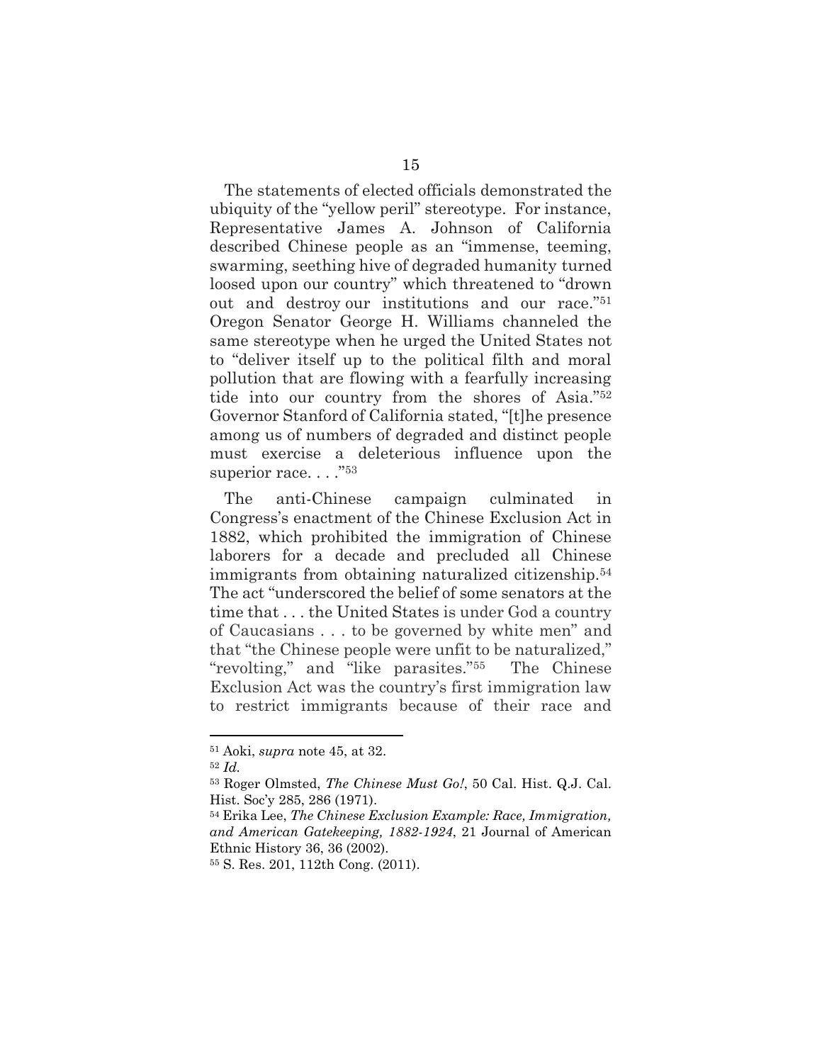The statements of elected officials demonstrated the ubiquity of the "yellow peril" stereotype. For instance, Representative James A. Johnson of California described Chinese people as an "immense, teeming, swarming, seething hive of degraded humanity turned loosed upon our country" which threatened to "drown out and destroy our institutions and our race."[51] Oregon Senator George H. Williams channeled the same stereotype when he urged the United States not to "deliver itself up to the political filth and moral pollution that are flowing with a fearfully increasing tide into our country from the shores of Asia."[52] Governor Stanford of California stated, "[t]he presence among us of numbers of degraded and distinct people must exercise a deleterious influence upon the superior race. . . ."[53]

The anti-Chinese campaign culminated in Congress's enactment of the Chinese Exclusion Act in 1882, which prohibited the immigration of Chinese laborers for a decade and precluded all Chinese immigrants from obtaining naturalized citizenship.[54] The act "underscored the belief of some senators at the time that . . . the United States is under God a country of Caucasians . . . to be governed by white men" and that "the Chinese people were unfit to be naturalized," "revolting," and "like parasites."[55] The Chinese Exclusion Act was the country's first immigration law to restrict immigrants because of their race and

---

[51] Aoki, *supra* note 45, at 32.

[52] *Id.*

[53] Roger Olmsted, *The Chinese Must Go!*, 50 Cal. Hist. Q.J. Cal. Hist. Soc'y 285, 286 (1971).

[54] Erika Lee, *The Chinese Exclusion Example: Race, Immigration, and American Gatekeeping, 1882-1924*, 21 Journal of American Ethnic History 36, 36 (2002).

[55] S. Res. 201, 112th Cong. (2011).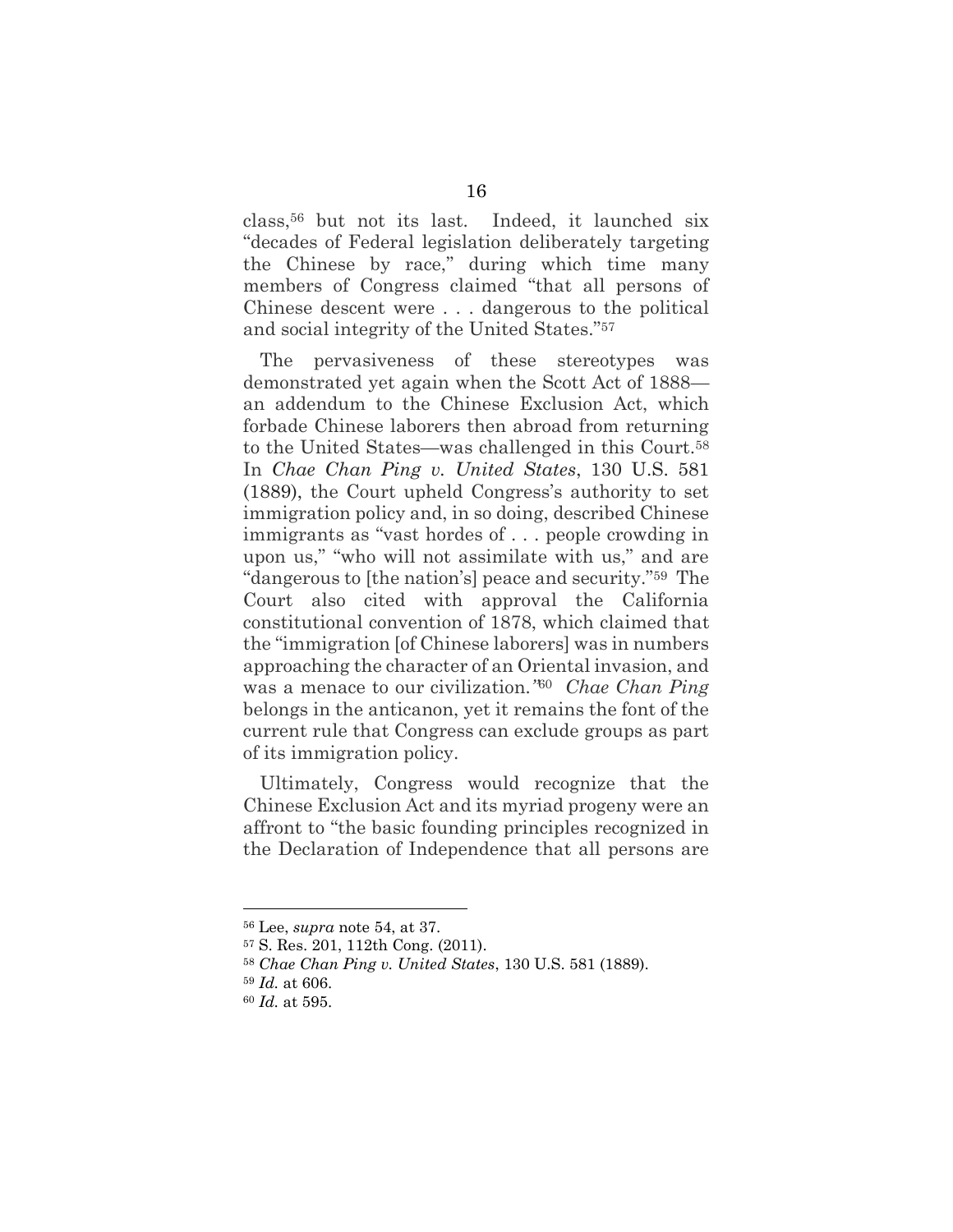class,[56] but not its last. Indeed, it launched six "decades of Federal legislation deliberately targeting the Chinese by race," during which time many members of Congress claimed "that all persons of Chinese descent were . . . dangerous to the political and social integrity of the United States."[57]

The pervasiveness of these stereotypes was demonstrated yet again when the Scott Act of 1888—an addendum to the Chinese Exclusion Act, which forbade Chinese laborers then abroad from returning to the United States—was challenged in this Court.[58] In *Chae Chan Ping v. United States*, 130 U.S. 581 (1889), the Court upheld Congress's authority to set immigration policy and, in so doing, described Chinese immigrants as "vast hordes of . . . people crowding in upon us," "who will not assimilate with us," and are "dangerous to [the nation's] peace and security."[59] The Court also cited with approval the California constitutional convention of 1878, which claimed that the "immigration [of Chinese laborers] was in numbers approaching the character of an Oriental invasion, and was a menace to our civilization."[60] *Chae Chan Ping* belongs in the anticanon, yet it remains the font of the current rule that Congress can exclude groups as part of its immigration policy.

Ultimately, Congress would recognize that the Chinese Exclusion Act and its myriad progeny were an affront to "the basic founding principles recognized in the Declaration of Independence that all persons are

---

[56] Lee, *supra* note 54, at 37.

[57] S. Res. 201, 112th Cong. (2011).

[58] *Chae Chan Ping v. United States*, 130 U.S. 581 (1889).

[59] *Id.* at 606.

[60] *Id.* at 595.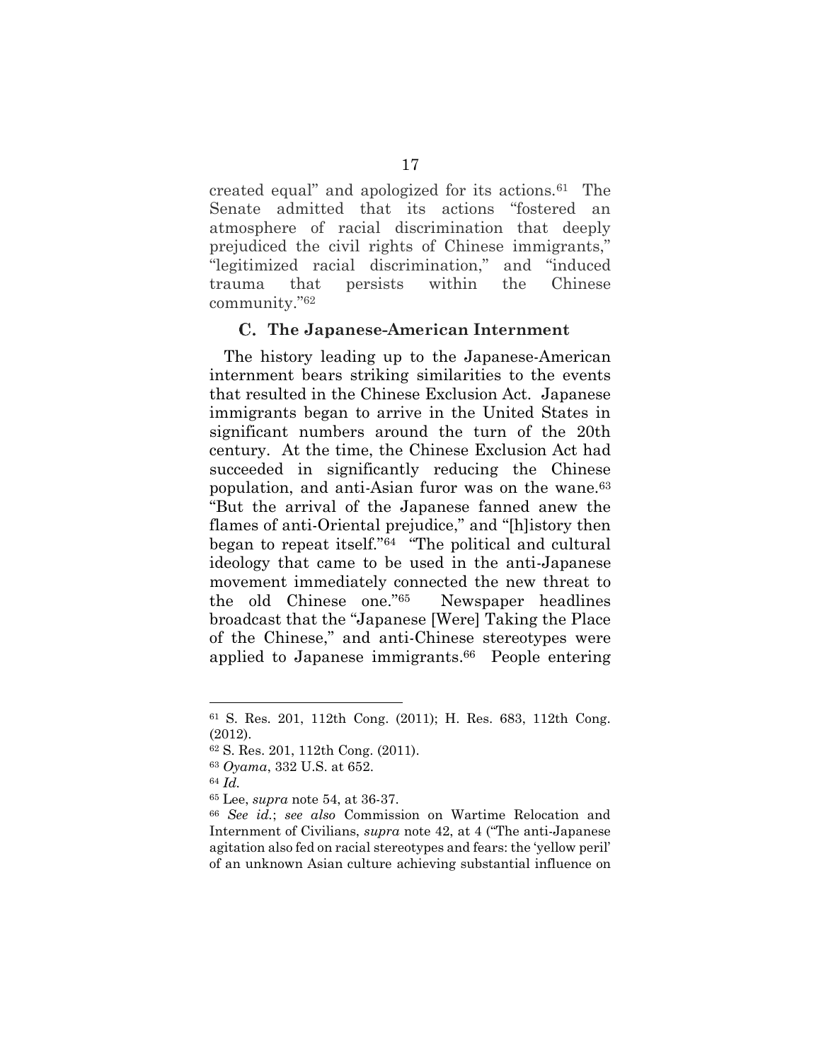created equal" and apologized for its actions.[61] The Senate admitted that its actions "fostered an atmosphere of racial discrimination that deeply prejudiced the civil rights of Chinese immigrants," "legitimized racial discrimination," and "induced trauma that persists within the Chinese community."[62]

### C. The Japanese-American Internment

The history leading up to the Japanese-American internment bears striking similarities to the events that resulted in the Chinese Exclusion Act. Japanese immigrants began to arrive in the United States in significant numbers around the turn of the 20th century. At the time, the Chinese Exclusion Act had succeeded in significantly reducing the Chinese population, and anti-Asian furor was on the wane.[63] "But the arrival of the Japanese fanned anew the flames of anti-Oriental prejudice," and "[h]istory then began to repeat itself."[64] "The political and cultural ideology that came to be used in the anti-Japanese movement immediately connected the new threat to the old Chinese one."[65] Newspaper headlines broadcast that the "Japanese [Were] Taking the Place of the Chinese," and anti-Chinese stereotypes were applied to Japanese immigrants.[66] People entering

---

[61] S. Res. 201, 112th Cong. (2011); H. Res. 683, 112th Cong. (2012).

[62] S. Res. 201, 112th Cong. (2011).

[63] *Oyama*, 332 U.S. at 652.

[64] *Id.*

[65] Lee, *supra* note 54, at 36-37.

[66] *See id.*; *see also* Commission on Wartime Relocation and Internment of Civilians, *supra* note 42, at 4 ("The anti-Japanese agitation also fed on racial stereotypes and fears: the 'yellow peril' of an unknown Asian culture achieving substantial influence on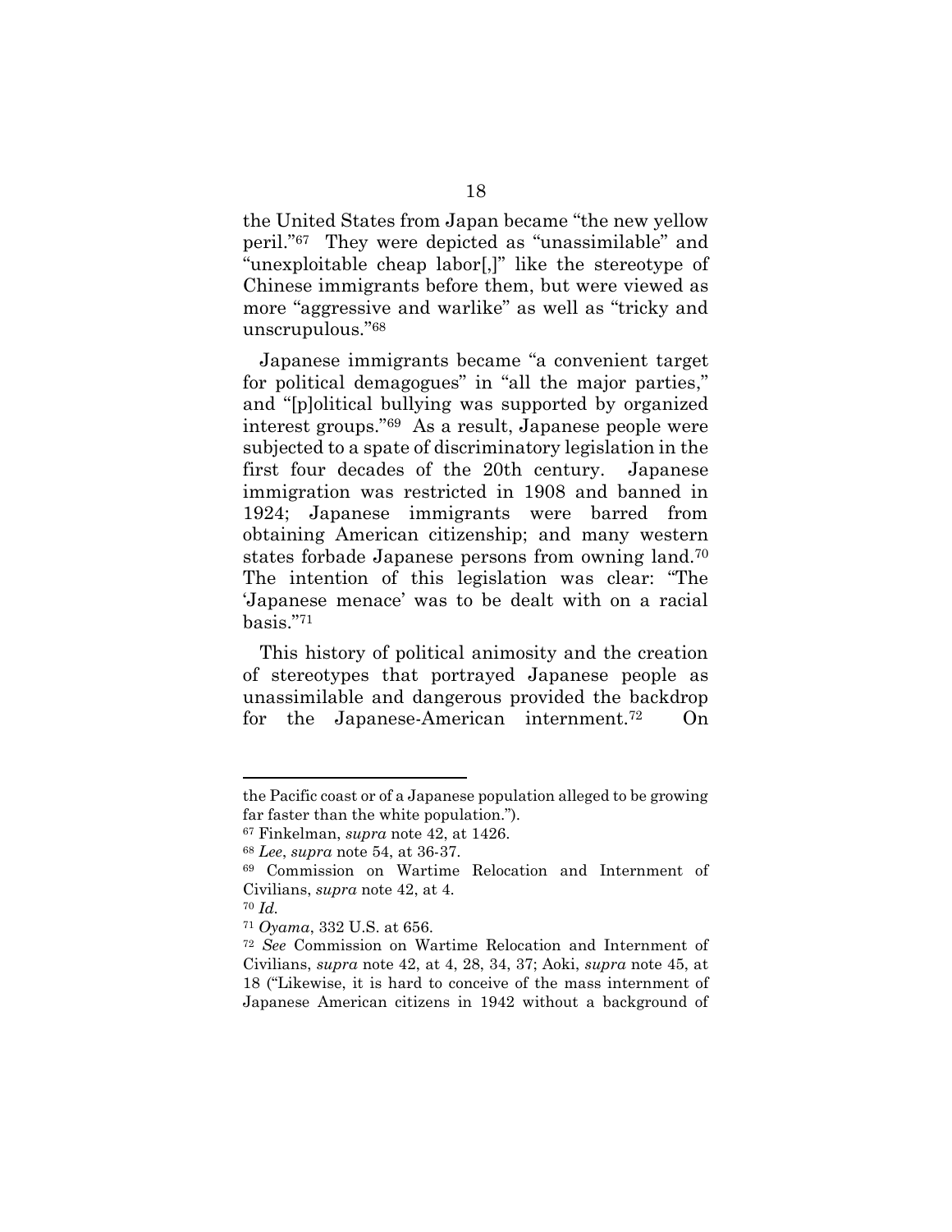the United States from Japan became "the new yellow peril."[67] They were depicted as "unassimilable" and "unexploitable cheap labor[,]" like the stereotype of Chinese immigrants before them, but were viewed as more "aggressive and warlike" as well as "tricky and unscrupulous."[68]

Japanese immigrants became "a convenient target for political demagogues" in "all the major parties," and "[p]olitical bullying was supported by organized interest groups."[69] As a result, Japanese people were subjected to a spate of discriminatory legislation in the first four decades of the 20th century. Japanese immigration was restricted in 1908 and banned in 1924; Japanese immigrants were barred from obtaining American citizenship; and many western states forbade Japanese persons from owning land.[70] The intention of this legislation was clear: "The 'Japanese menace' was to be dealt with on a racial basis."[71]

This history of political animosity and the creation of stereotypes that portrayed Japanese people as unassimilable and dangerous provided the backdrop for the Japanese-American internment.[72] On

---

the Pacific coast or of a Japanese population alleged to be growing far faster than the white population.").

[67] Finkelman, *supra* note 42, at 1426.

[68] *Lee*, *supra* note 54, at 36-37.

[69] Commission on Wartime Relocation and Internment of Civilians, *supra* note 42, at 4.

[70] *Id.*

[71] *Oyama*, 332 U.S. at 656.

[72] *See* Commission on Wartime Relocation and Internment of Civilians, *supra* note 42, at 4, 28, 34, 37; Aoki, *supra* note 45, at 18 ("Likewise, it is hard to conceive of the mass internment of Japanese American citizens in 1942 without a background of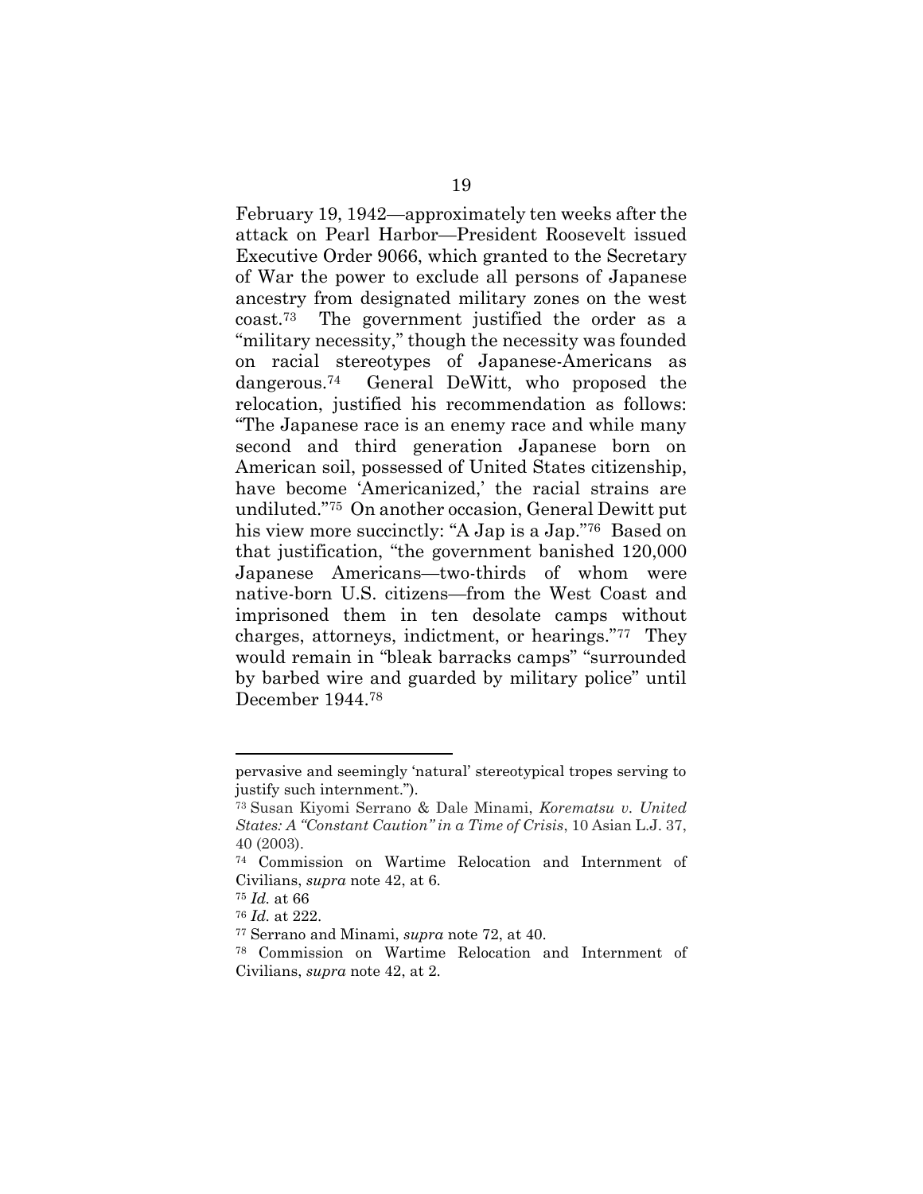February 19, 1942—approximately ten weeks after the attack on Pearl Harbor—President Roosevelt issued Executive Order 9066, which granted to the Secretary of War the power to exclude all persons of Japanese ancestry from designated military zones on the west coast.[73] The government justified the order as a "military necessity," though the necessity was founded on racial stereotypes of Japanese-Americans as dangerous.[74] General DeWitt, who proposed the relocation, justified his recommendation as follows: "The Japanese race is an enemy race and while many second and third generation Japanese born on American soil, possessed of United States citizenship, have become 'Americanized,' the racial strains are undiluted."[75] On another occasion, General Dewitt put his view more succinctly: "A Jap is a Jap."[76] Based on that justification, "the government banished 120,000 Japanese Americans—two-thirds of whom were native-born U.S. citizens—from the West Coast and imprisoned them in ten desolate camps without charges, attorneys, indictment, or hearings."[77] They would remain in "bleak barracks camps" "surrounded by barbed wire and guarded by military police" until December 1944.[78]

---

pervasive and seemingly 'natural' stereotypical tropes serving to justify such internment.").

[73] Susan Kiyomi Serrano & Dale Minami, *Korematsu v. United States: A "Constant Caution" in a Time of Crisis*, 10 Asian L.J. 37, 40 (2003).

[74] Commission on Wartime Relocation and Internment of Civilians, *supra* note 42, at 6.

[75] *Id.* at 66

[76] *Id.* at 222.

[77] Serrano and Minami, *supra* note 72, at 40.

[78] Commission on Wartime Relocation and Internment of Civilians, *supra* note 42, at 2.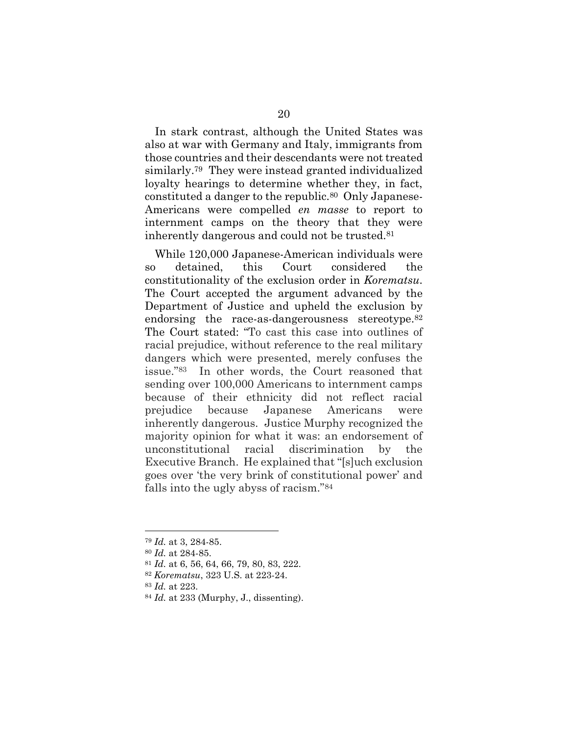In stark contrast, although the United States was also at war with Germany and Italy, immigrants from those countries and their descendants were not treated similarly.[79] They were instead granted individualized loyalty hearings to determine whether they, in fact, constituted a danger to the republic.[80] Only Japanese-Americans were compelled *en masse* to report to internment camps on the theory that they were inherently dangerous and could not be trusted.[81]

While 120,000 Japanese-American individuals were so detained, this Court considered the constitutionality of the exclusion order in *Korematsu*. The Court accepted the argument advanced by the Department of Justice and upheld the exclusion by endorsing the race-as-dangerousness stereotype.[82] The Court stated: "To cast this case into outlines of racial prejudice, without reference to the real military dangers which were presented, merely confuses the issue."[83] In other words, the Court reasoned that sending over 100,000 Americans to internment camps because of their ethnicity did not reflect racial prejudice because Japanese Americans were inherently dangerous. Justice Murphy recognized the majority opinion for what it was: an endorsement of unconstitutional racial discrimination by the Executive Branch. He explained that "[s]uch exclusion goes over 'the very brink of constitutional power' and falls into the ugly abyss of racism."[84]

---

[79] *Id.* at 3, 284-85.

[80] *Id.* at 284-85.

[81] *Id.* at 6, 56, 64, 66, 79, 80, 83, 222.

[82] *Korematsu*, 323 U.S. at 223-24.

[83] *Id.* at 223.

[84] *Id.* at 233 (Murphy, J., dissenting).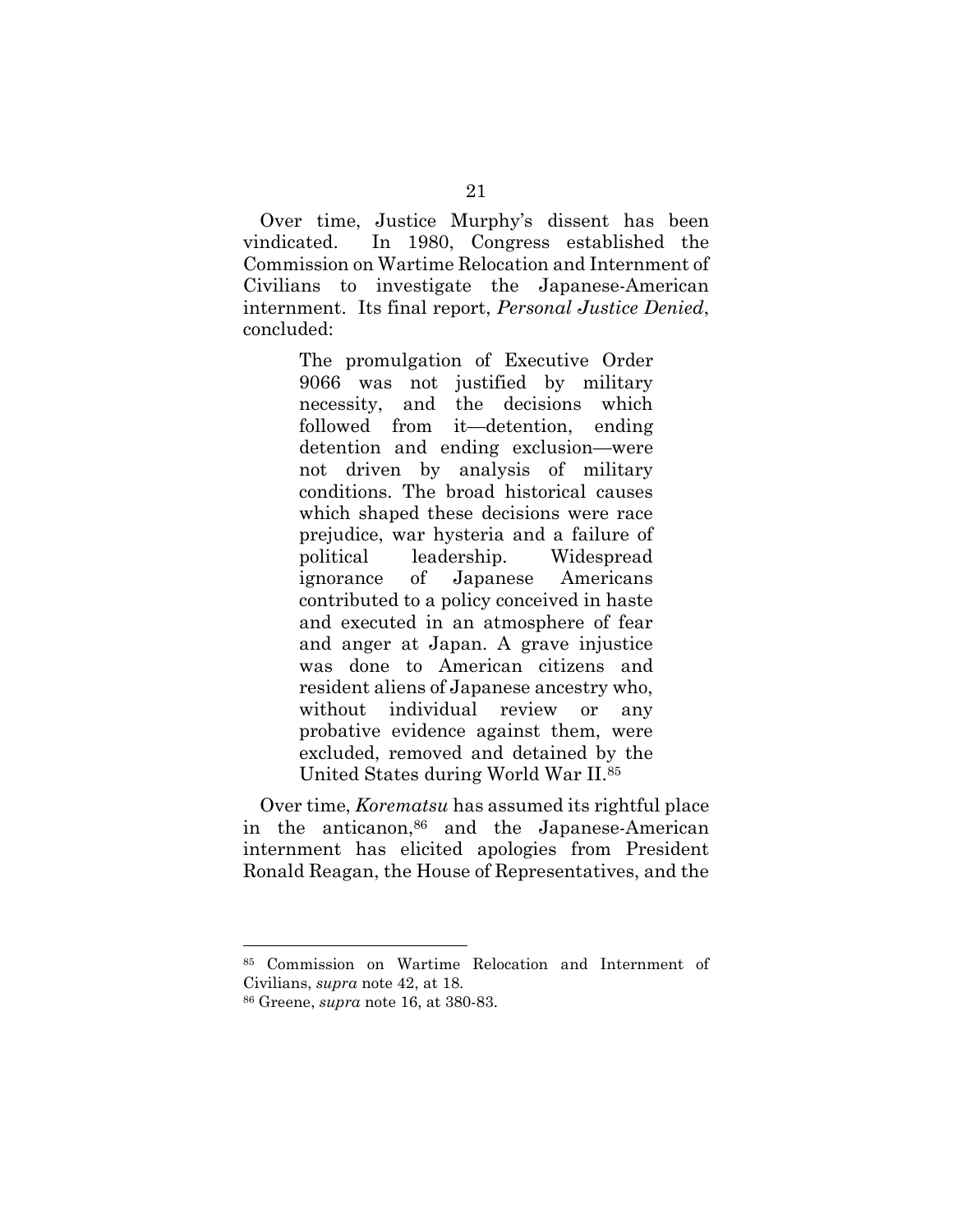Over time, Justice Murphy's dissent has been vindicated. In 1980, Congress established the Commission on Wartime Relocation and Internment of Civilians to investigate the Japanese-American internment. Its final report, *Personal Justice Denied*, concluded:

> The promulgation of Executive Order 9066 was not justified by military necessity, and the decisions which followed from it—detention, ending detention and ending exclusion—were not driven by analysis of military conditions. The broad historical causes which shaped these decisions were race prejudice, war hysteria and a failure of political leadership. Widespread ignorance of Japanese Americans contributed to a policy conceived in haste and executed in an atmosphere of fear and anger at Japan. A grave injustice was done to American citizens and resident aliens of Japanese ancestry who, without individual review or any probative evidence against them, were excluded, removed and detained by the United States during World War II.[85]

Over time, *Korematsu* has assumed its rightful place in the anticanon,[86] and the Japanese-American internment has elicited apologies from President Ronald Reagan, the House of Representatives, and the

---

[85] Commission on Wartime Relocation and Internment of Civilians, *supra* note 42, at 18.

[86] Greene, *supra* note 16, at 380-83.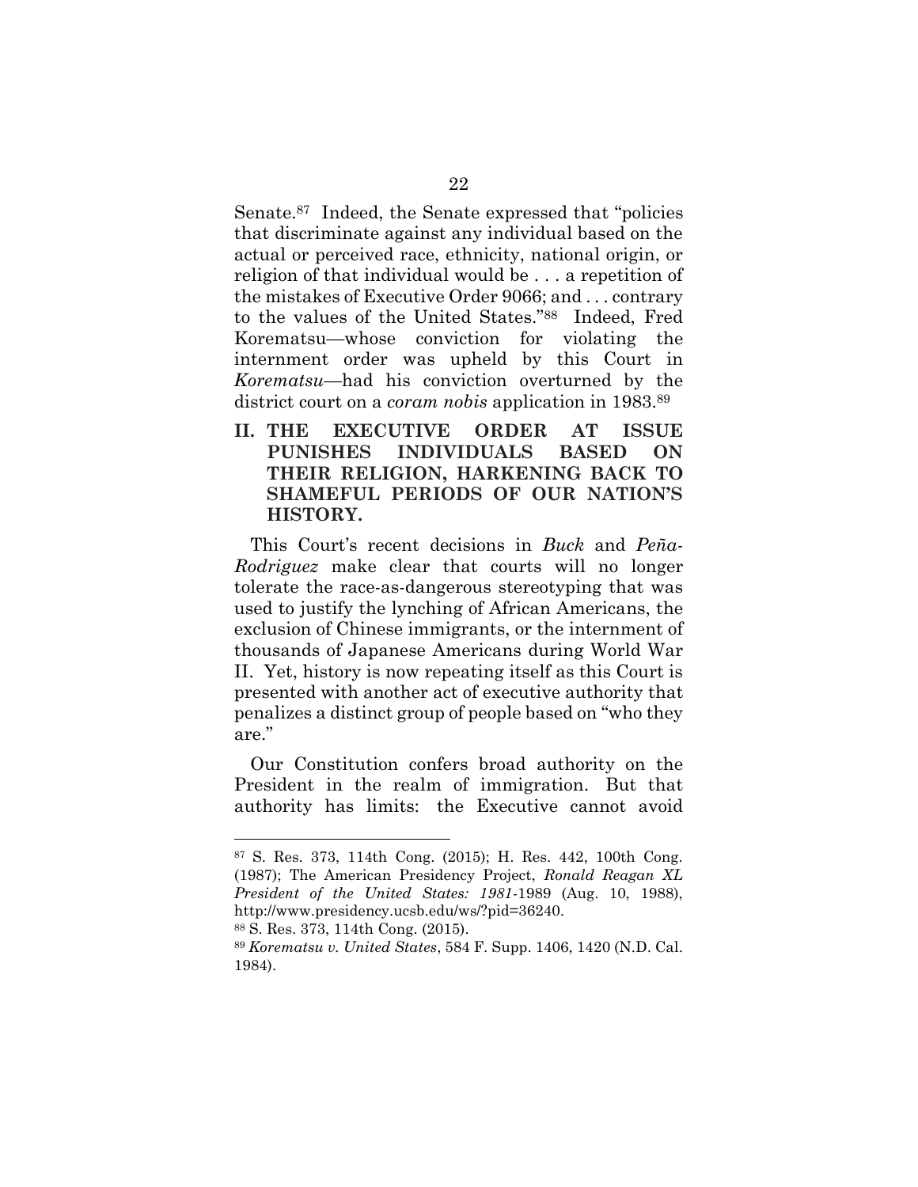Senate.[87] Indeed, the Senate expressed that "policies that discriminate against any individual based on the actual or perceived race, ethnicity, national origin, or religion of that individual would be . . . a repetition of the mistakes of Executive Order 9066; and . . . contrary to the values of the United States."[88] Indeed, Fred Korematsu—whose conviction for violating the internment order was upheld by this Court in *Korematsu*—had his conviction overturned by the district court on a *coram nobis* application in 1983.[89]

## II. THE EXECUTIVE ORDER AT ISSUE PUNISHES INDIVIDUALS BASED ON THEIR RELIGION, HARKENING BACK TO SHAMEFUL PERIODS OF OUR NATION'S HISTORY.

This Court's recent decisions in *Buck* and *Peña-Rodriguez* make clear that courts will no longer tolerate the race-as-dangerous stereotyping that was used to justify the lynching of African Americans, the exclusion of Chinese immigrants, or the internment of thousands of Japanese Americans during World War II. Yet, history is now repeating itself as this Court is presented with another act of executive authority that penalizes a distinct group of people based on "who they are."

Our Constitution confers broad authority on the President in the realm of immigration. But that authority has limits: the Executive cannot avoid

---

[87] S. Res. 373, 114th Cong. (2015); H. Res. 442, 100th Cong. (1987); The American Presidency Project, *Ronald Reagan XL President of the United States: 1981*-1989 (Aug. 10, 1988), http://www.presidency.ucsb.edu/ws/?pid=36240.

[88] S. Res. 373, 114th Cong. (2015).

[89] *Korematsu v. United States*, 584 F. Supp. 1406, 1420 (N.D. Cal. 1984).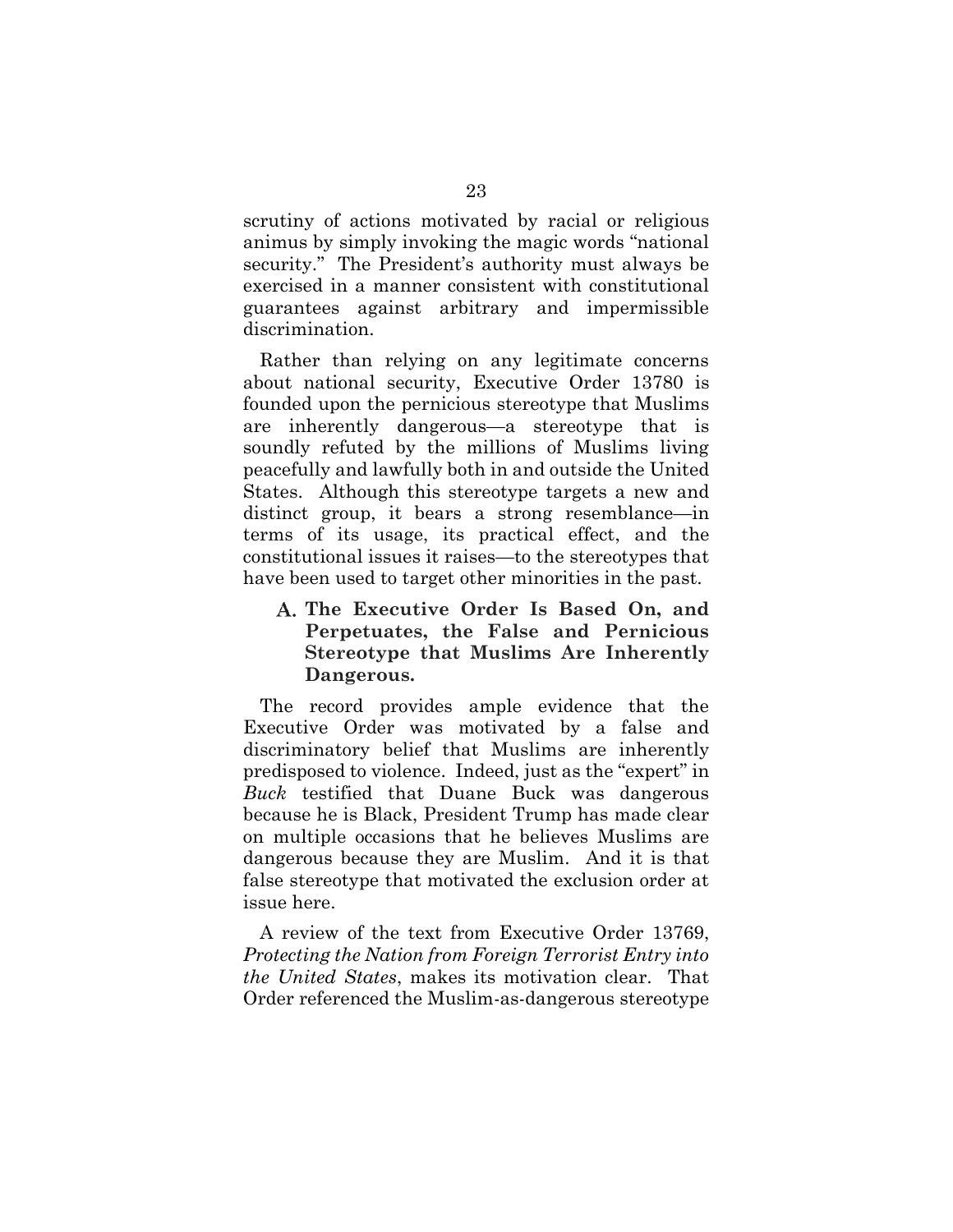scrutiny of actions motivated by racial or religious animus by simply invoking the magic words "national security." The President's authority must always be exercised in a manner consistent with constitutional guarantees against arbitrary and impermissible discrimination.

Rather than relying on any legitimate concerns about national security, Executive Order 13780 is founded upon the pernicious stereotype that Muslims are inherently dangerous—a stereotype that is soundly refuted by the millions of Muslims living peacefully and lawfully both in and outside the United States. Although this stereotype targets a new and distinct group, it bears a strong resemblance—in terms of its usage, its practical effect, and the constitutional issues it raises—to the stereotypes that have been used to target other minorities in the past.

### A. The Executive Order Is Based On, and Perpetuates, the False and Pernicious Stereotype that Muslims Are Inherently Dangerous.

The record provides ample evidence that the Executive Order was motivated by a false and discriminatory belief that Muslims are inherently predisposed to violence. Indeed, just as the "expert" in *Buck* testified that Duane Buck was dangerous because he is Black, President Trump has made clear on multiple occasions that he believes Muslims are dangerous because they are Muslim. And it is that false stereotype that motivated the exclusion order at issue here.

A review of the text from Executive Order 13769, *Protecting the Nation from Foreign Terrorist Entry into the United States*, makes its motivation clear. That Order referenced the Muslim-as-dangerous stereotype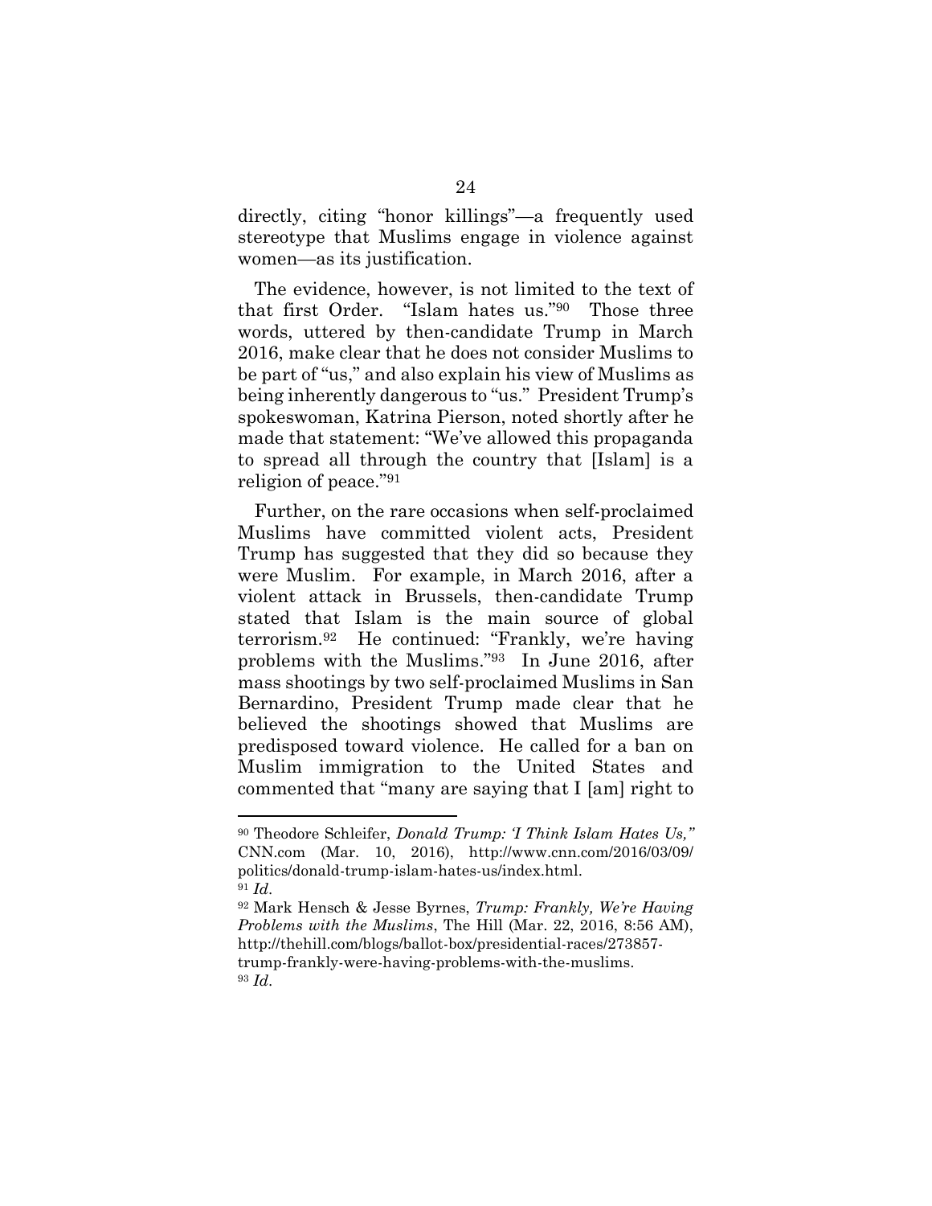directly, citing "honor killings"—a frequently used stereotype that Muslims engage in violence against women—as its justification.

The evidence, however, is not limited to the text of that first Order. "Islam hates us."[90] Those three words, uttered by then-candidate Trump in March 2016, make clear that he does not consider Muslims to be part of "us," and also explain his view of Muslims as being inherently dangerous to "us." President Trump's spokeswoman, Katrina Pierson, noted shortly after he made that statement: "We've allowed this propaganda to spread all through the country that [Islam] is a religion of peace."[91]

Further, on the rare occasions when self-proclaimed Muslims have committed violent acts, President Trump has suggested that they did so because they were Muslim. For example, in March 2016, after a violent attack in Brussels, then-candidate Trump stated that Islam is the main source of global terrorism.[92] He continued: "Frankly, we're having problems with the Muslims."[93] In June 2016, after mass shootings by two self-proclaimed Muslims in San Bernardino, President Trump made clear that he believed the shootings showed that Muslims are predisposed toward violence. He called for a ban on Muslim immigration to the United States and commented that "many are saying that I [am] right to

---

[90] Theodore Schleifer, *Donald Trump: 'I Think Islam Hates Us,"* CNN.com (Mar. 10, 2016), http://www.cnn.com/2016/03/09/politics/donald-trump-islam-hates-us/index.html.

[91] *Id.*

[92] Mark Hensch & Jesse Byrnes, *Trump: Frankly, We're Having Problems with the Muslims*, The Hill (Mar. 22, 2016, 8:56 AM), http://thehill.com/blogs/ballot-box/presidential-races/273857-trump-frankly-were-having-problems-with-the-muslims.

[93] *Id.*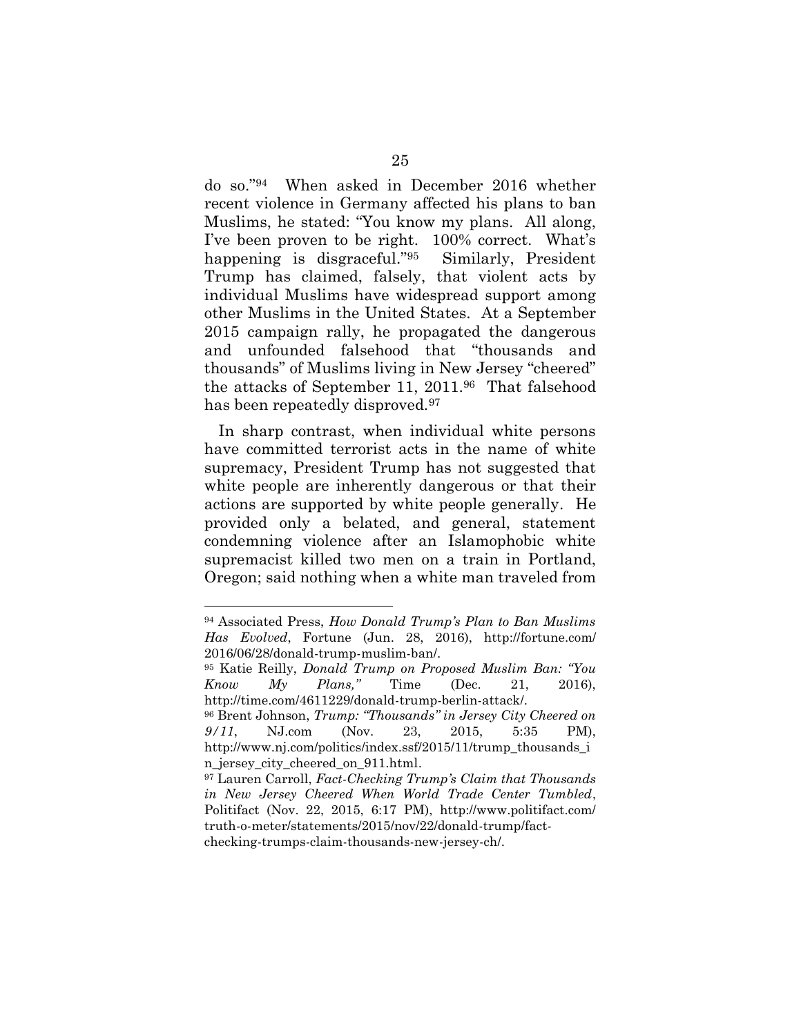do so."[94] When asked in December 2016 whether recent violence in Germany affected his plans to ban Muslims, he stated: "You know my plans. All along, I've been proven to be right. 100% correct. What's happening is disgraceful."[95] Similarly, President Trump has claimed, falsely, that violent acts by individual Muslims have widespread support among other Muslims in the United States. At a September 2015 campaign rally, he propagated the dangerous and unfounded falsehood that "thousands and thousands" of Muslims living in New Jersey "cheered" the attacks of September 11, 2011.[96] That falsehood has been repeatedly disproved.[97]

In sharp contrast, when individual white persons have committed terrorist acts in the name of white supremacy, President Trump has not suggested that white people are inherently dangerous or that their actions are supported by white people generally. He provided only a belated, and general, statement condemning violence after an Islamophobic white supremacist killed two men on a train in Portland, Oregon; said nothing when a white man traveled from

---

[94] Associated Press, *How Donald Trump's Plan to Ban Muslims Has Evolved*, Fortune (Jun. 28, 2016), http://fortune.com/2016/06/28/donald-trump-muslim-ban/.

[95] Katie Reilly, *Donald Trump on Proposed Muslim Ban: "You Know My Plans,"* Time (Dec. 21, 2016), http://time.com/4611229/donald-trump-berlin-attack/.

[96] Brent Johnson, *Trump: "Thousands" in Jersey City Cheered on 9/11*, NJ.com (Nov. 23, 2015, 5:35 PM), http://www.nj.com/politics/index.ssf/2015/11/trump_thousands_in_jersey_city_cheered_on_911.html.

[97] Lauren Carroll, *Fact-Checking Trump's Claim that Thousands in New Jersey Cheered When World Trade Center Tumbled*, Politifact (Nov. 22, 2015, 6:17 PM), http://www.politifact.com/truth-o-meter/statements/2015/nov/22/donald-trump/fact-checking-trumps-claim-thousands-new-jersey-ch/.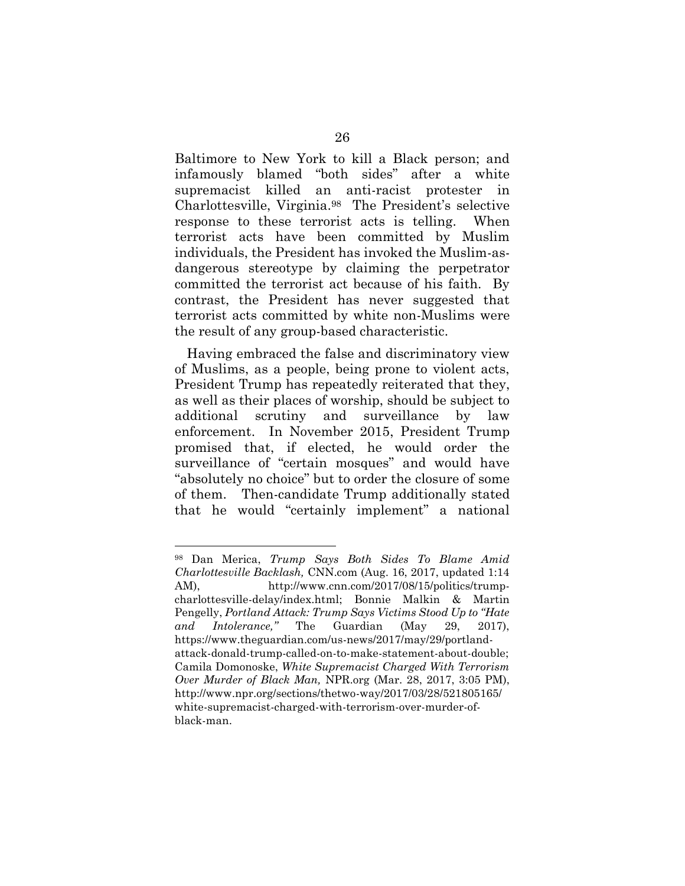Baltimore to New York to kill a Black person; and infamously blamed "both sides" after a white supremacist killed an anti-racist protester in Charlottesville, Virginia.[98] The President's selective response to these terrorist acts is telling. When terrorist acts have been committed by Muslim individuals, the President has invoked the Muslim-as-dangerous stereotype by claiming the perpetrator committed the terrorist act because of his faith. By contrast, the President has never suggested that terrorist acts committed by white non-Muslims were the result of any group-based characteristic.

Having embraced the false and discriminatory view of Muslims, as a people, being prone to violent acts, President Trump has repeatedly reiterated that they, as well as their places of worship, should be subject to additional scrutiny and surveillance by law enforcement. In November 2015, President Trump promised that, if elected, he would order the surveillance of "certain mosques" and would have "absolutely no choice" but to order the closure of some of them. Then-candidate Trump additionally stated that he would "certainly implement" a national

---

[98] Dan Merica, *Trump Says Both Sides To Blame Amid Charlottesville Backlash,* CNN.com (Aug. 16, 2017, updated 1:14 AM), http://www.cnn.com/2017/08/15/politics/trump-charlottesville-delay/index.html; Bonnie Malkin & Martin Pengelly, *Portland Attack: Trump Says Victims Stood Up to "Hate and Intolerance,"* The Guardian (May 29, 2017), https://www.theguardian.com/us-news/2017/may/29/portland-attack-donald-trump-called-on-to-make-statement-about-double; Camila Domonoske, *White Supremacist Charged With Terrorism Over Murder of Black Man,* NPR.org (Mar. 28, 2017, 3:05 PM), http://www.npr.org/sections/thetwo-way/2017/03/28/521805165/white-supremacist-charged-with-terrorism-over-murder-of-black-man.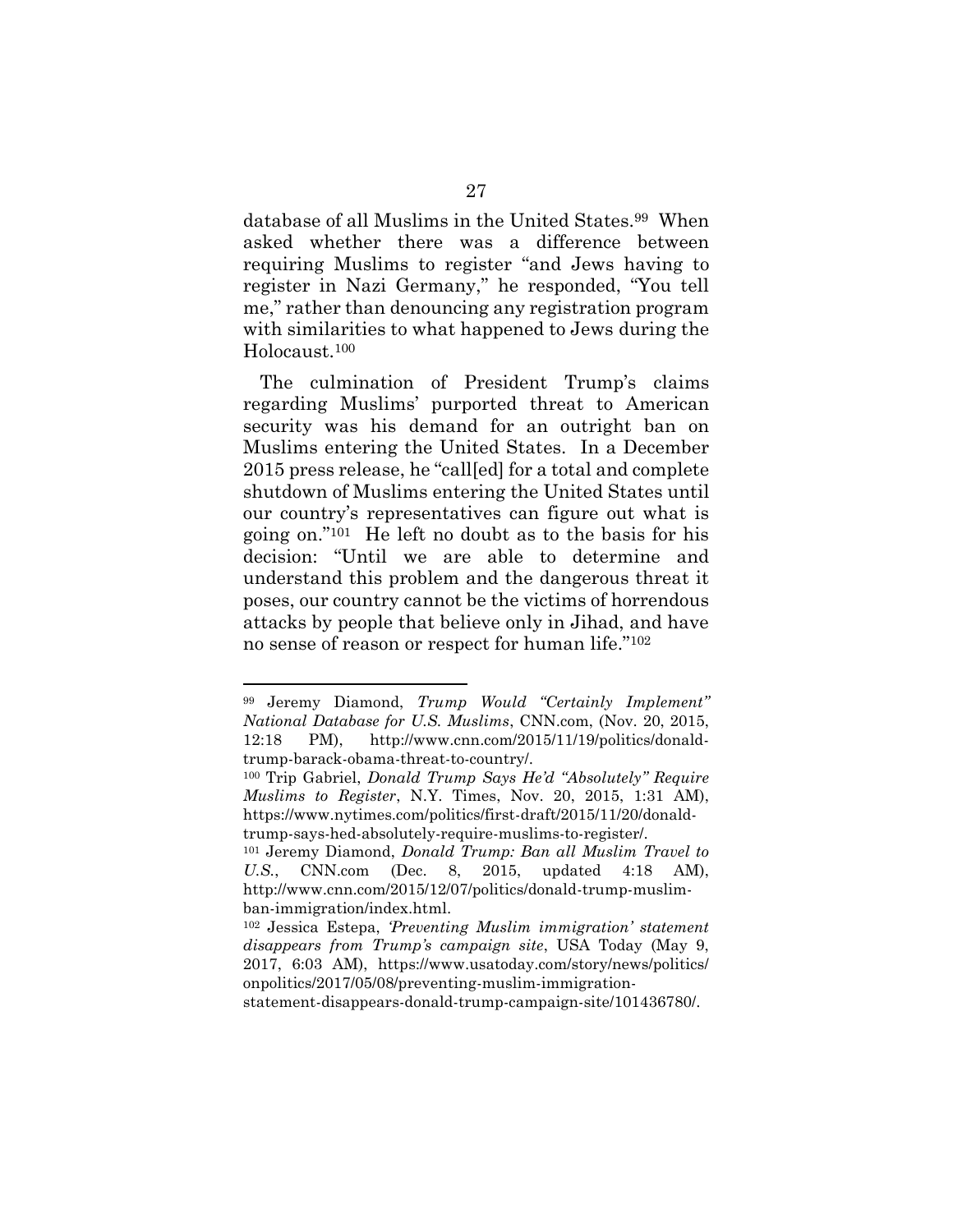database of all Muslims in the United States.[99] When asked whether there was a difference between requiring Muslims to register "and Jews having to register in Nazi Germany," he responded, "You tell me," rather than denouncing any registration program with similarities to what happened to Jews during the Holocaust.[100]

The culmination of President Trump's claims regarding Muslims' purported threat to American security was his demand for an outright ban on Muslims entering the United States. In a December 2015 press release, he "call[ed] for a total and complete shutdown of Muslims entering the United States until our country's representatives can figure out what is going on."[101] He left no doubt as to the basis for his decision: "Until we are able to determine and understand this problem and the dangerous threat it poses, our country cannot be the victims of horrendous attacks by people that believe only in Jihad, and have no sense of reason or respect for human life."[102]

---

[99] Jeremy Diamond, *Trump Would "Certainly Implement" National Database for U.S. Muslims*, CNN.com, (Nov. 20, 2015, 12:18 PM), http://www.cnn.com/2015/11/19/politics/donald-trump-barack-obama-threat-to-country/.

[100] Trip Gabriel, *Donald Trump Says He'd "Absolutely" Require Muslims to Register*, N.Y. Times, Nov. 20, 2015, 1:31 AM), https://www.nytimes.com/politics/first-draft/2015/11/20/donald-trump-says-hed-absolutely-require-muslims-to-register/.

[101] Jeremy Diamond, *Donald Trump: Ban all Muslim Travel to U.S.*, CNN.com (Dec. 8, 2015, updated 4:18 AM), http://www.cnn.com/2015/12/07/politics/donald-trump-muslim-ban-immigration/index.html.

[102] Jessica Estepa, *'Preventing Muslim immigration' statement disappears from Trump's campaign site*, USA Today (May 9, 2017, 6:03 AM), https://www.usatoday.com/story/news/politics/onpolitics/2017/05/08/preventing-muslim-immigration-statement-disappears-donald-trump-campaign-site/101436780/.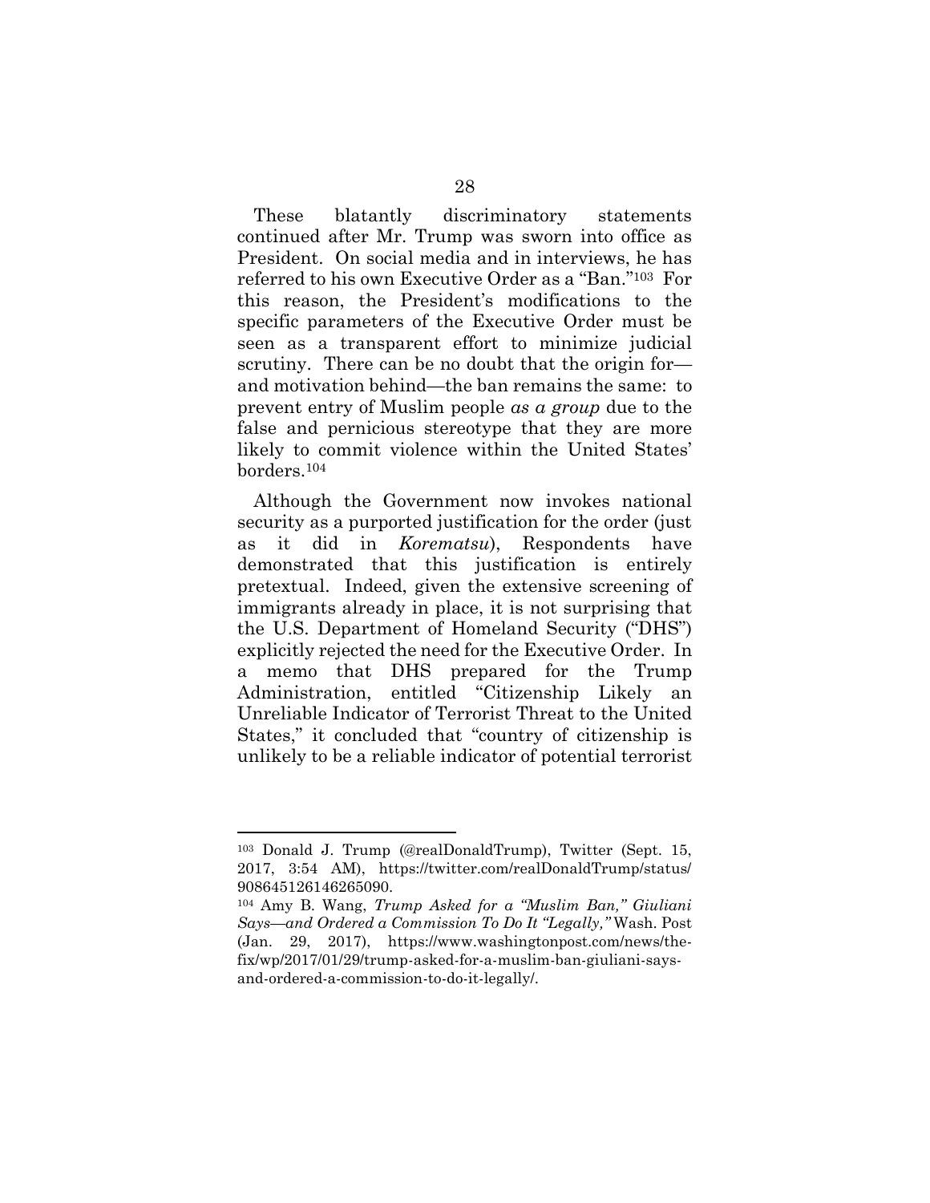These blatantly discriminatory statements continued after Mr. Trump was sworn into office as President. On social media and in interviews, he has referred to his own Executive Order as a "Ban."[103] For this reason, the President's modifications to the specific parameters of the Executive Order must be seen as a transparent effort to minimize judicial scrutiny. There can be no doubt that the origin for—and motivation behind—the ban remains the same: to prevent entry of Muslim people *as a group* due to the false and pernicious stereotype that they are more likely to commit violence within the United States' borders.[104]

Although the Government now invokes national security as a purported justification for the order (just as it did in *Korematsu*), Respondents have demonstrated that this justification is entirely pretextual. Indeed, given the extensive screening of immigrants already in place, it is not surprising that the U.S. Department of Homeland Security ("DHS") explicitly rejected the need for the Executive Order. In a memo that DHS prepared for the Trump Administration, entitled "Citizenship Likely an Unreliable Indicator of Terrorist Threat to the United States," it concluded that "country of citizenship is unlikely to be a reliable indicator of potential terrorist

---

[103] Donald J. Trump (@realDonaldTrump), Twitter (Sept. 15, 2017, 3:54 AM), https://twitter.com/realDonaldTrump/status/908645126146265090.

[104] Amy B. Wang, *Trump Asked for a "Muslim Ban," Giuliani Says—and Ordered a Commission To Do It "Legally,"* Wash. Post (Jan. 29, 2017), https://www.washingtonpost.com/news/the-fix/wp/2017/01/29/trump-asked-for-a-muslim-ban-giuliani-says-and-ordered-a-commission-to-do-it-legally/.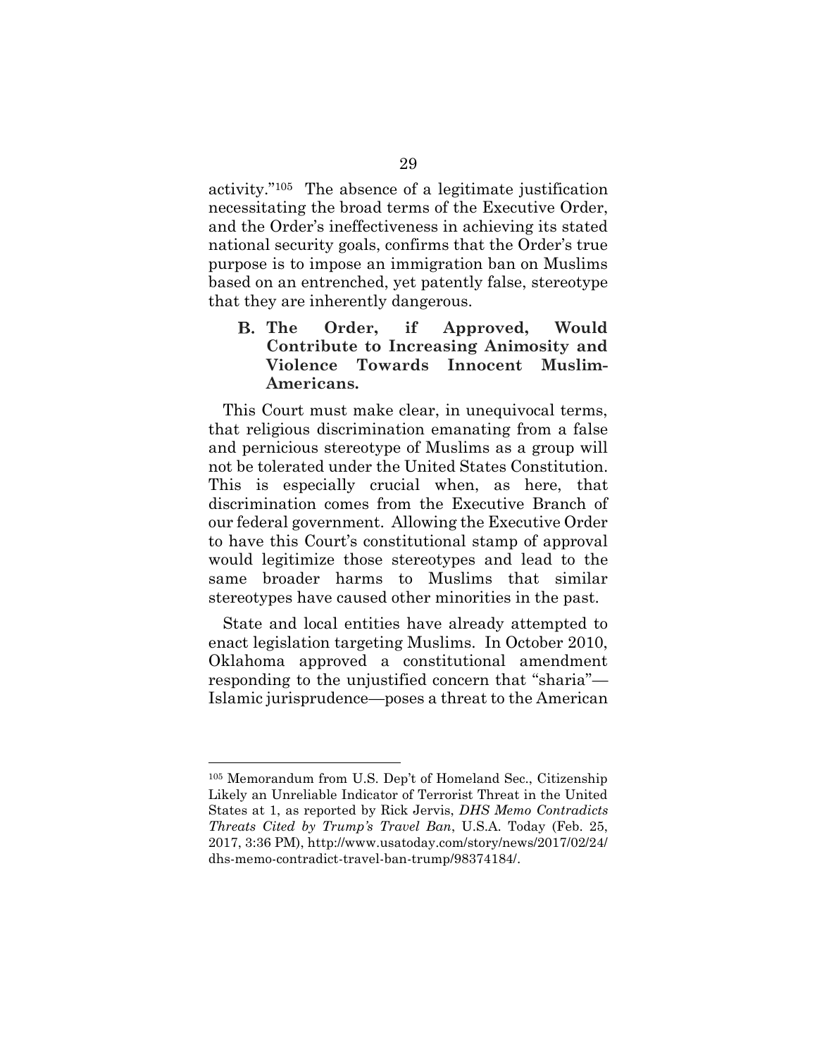activity."[105] The absence of a legitimate justification necessitating the broad terms of the Executive Order, and the Order's ineffectiveness in achieving its stated national security goals, confirms that the Order's true purpose is to impose an immigration ban on Muslims based on an entrenched, yet patently false, stereotype that they are inherently dangerous.

### B. The Order, if Approved, Would Contribute to Increasing Animosity and Violence Towards Innocent Muslim-Americans.

This Court must make clear, in unequivocal terms, that religious discrimination emanating from a false and pernicious stereotype of Muslims as a group will not be tolerated under the United States Constitution. This is especially crucial when, as here, that discrimination comes from the Executive Branch of our federal government. Allowing the Executive Order to have this Court's constitutional stamp of approval would legitimize those stereotypes and lead to the same broader harms to Muslims that similar stereotypes have caused other minorities in the past.

State and local entities have already attempted to enact legislation targeting Muslims. In October 2010, Oklahoma approved a constitutional amendment responding to the unjustified concern that "sharia"—Islamic jurisprudence—poses a threat to the American

---

[105] Memorandum from U.S. Dep't of Homeland Sec., Citizenship Likely an Unreliable Indicator of Terrorist Threat in the United States at 1, as reported by Rick Jervis, *DHS Memo Contradicts Threats Cited by Trump's Travel Ban*, U.S.A. Today (Feb. 25, 2017, 3:36 PM), http://www.usatoday.com/story/news/2017/02/24/dhs-memo-contradict-travel-ban-trump/98374184/.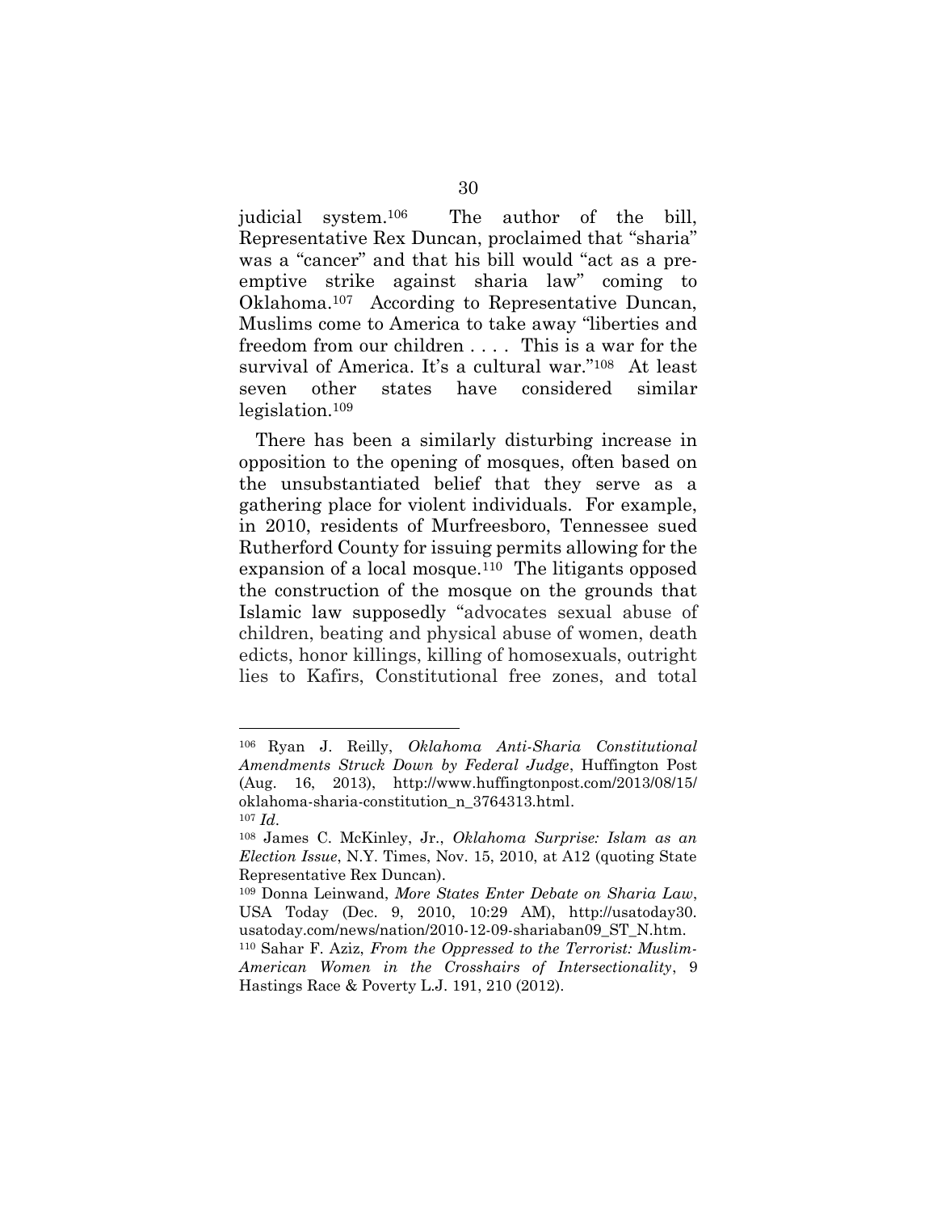judicial system.[106] The author of the bill, Representative Rex Duncan, proclaimed that "sharia" was a "cancer" and that his bill would "act as a pre-emptive strike against sharia law" coming to Oklahoma.[107] According to Representative Duncan, Muslims come to America to take away "liberties and freedom from our children . . . . This is a war for the survival of America. It's a cultural war."[108] At least seven other states have considered similar legislation.[109]

There has been a similarly disturbing increase in opposition to the opening of mosques, often based on the unsubstantiated belief that they serve as a gathering place for violent individuals. For example, in 2010, residents of Murfreesboro, Tennessee sued Rutherford County for issuing permits allowing for the expansion of a local mosque.[110] The litigants opposed the construction of the mosque on the grounds that Islamic law supposedly "advocates sexual abuse of children, beating and physical abuse of women, death edicts, honor killings, killing of homosexuals, outright lies to Kafirs, Constitutional free zones, and total

---

[106] Ryan J. Reilly, *Oklahoma Anti-Sharia Constitutional Amendments Struck Down by Federal Judge*, Huffington Post (Aug. 16, 2013), http://www.huffingtonpost.com/2013/08/15/oklahoma-sharia-constitution_n_3764313.html.

[107] *Id*.

[108] James C. McKinley, Jr., *Oklahoma Surprise: Islam as an Election Issue*, N.Y. Times, Nov. 15, 2010, at A12 (quoting State Representative Rex Duncan).

[109] Donna Leinwand, *More States Enter Debate on Sharia Law*, USA Today (Dec. 9, 2010, 10:29 AM), http://usatoday30.usatoday.com/news/nation/2010-12-09-shariaban09_ST_N.htm.

[110] Sahar F. Aziz, *From the Oppressed to the Terrorist: Muslim-American Women in the Crosshairs of Intersectionality*, 9 Hastings Race & Poverty L.J. 191, 210 (2012).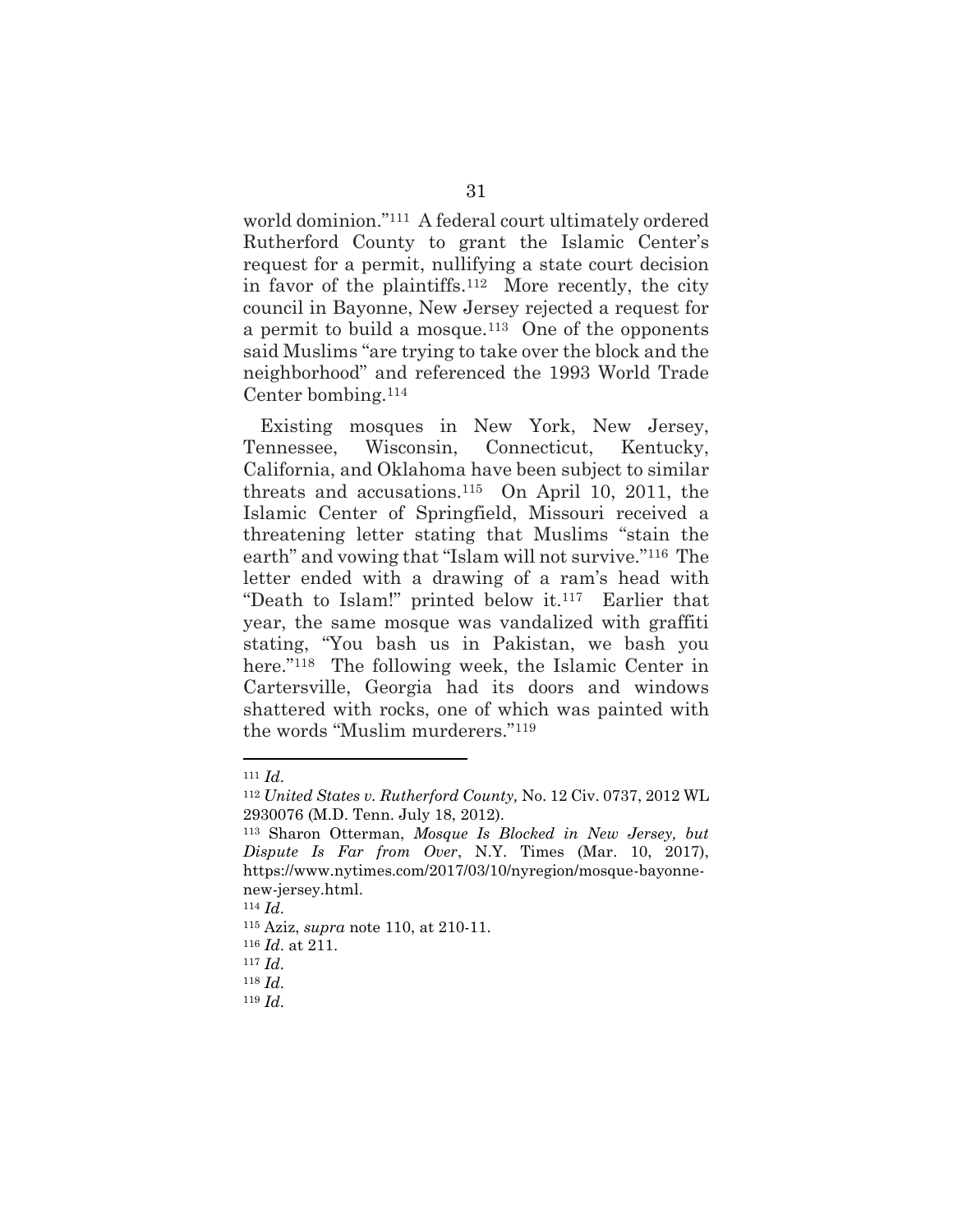world dominion."[111] A federal court ultimately ordered Rutherford County to grant the Islamic Center's request for a permit, nullifying a state court decision in favor of the plaintiffs.[112] More recently, the city council in Bayonne, New Jersey rejected a request for a permit to build a mosque.[113] One of the opponents said Muslims "are trying to take over the block and the neighborhood" and referenced the 1993 World Trade Center bombing.[114]

Existing mosques in New York, New Jersey, Tennessee, Wisconsin, Connecticut, Kentucky, California, and Oklahoma have been subject to similar threats and accusations.[115] On April 10, 2011, the Islamic Center of Springfield, Missouri received a threatening letter stating that Muslims "stain the earth" and vowing that "Islam will not survive."[116] The letter ended with a drawing of a ram's head with "Death to Islam!" printed below it.[117] Earlier that year, the same mosque was vandalized with graffiti stating, "You bash us in Pakistan, we bash you here."[118] The following week, the Islamic Center in Cartersville, Georgia had its doors and windows shattered with rocks, one of which was painted with the words "Muslim murderers."[119]

---

[111] *Id*.

[112] *United States v. Rutherford County,* No. 12 Civ. 0737, 2012 WL 2930076 (M.D. Tenn. July 18, 2012).

[113] Sharon Otterman, *Mosque Is Blocked in New Jersey, but Dispute Is Far from Over*, N.Y. Times (Mar. 10, 2017), https://www.nytimes.com/2017/03/10/nyregion/mosque-bayonne-new-jersey.html.

[114] *Id*.

[115] Aziz, *supra* note 110, at 210-11.

[116] *Id*. at 211.

[117] *Id*.

[118] *Id*.

[119] *Id*.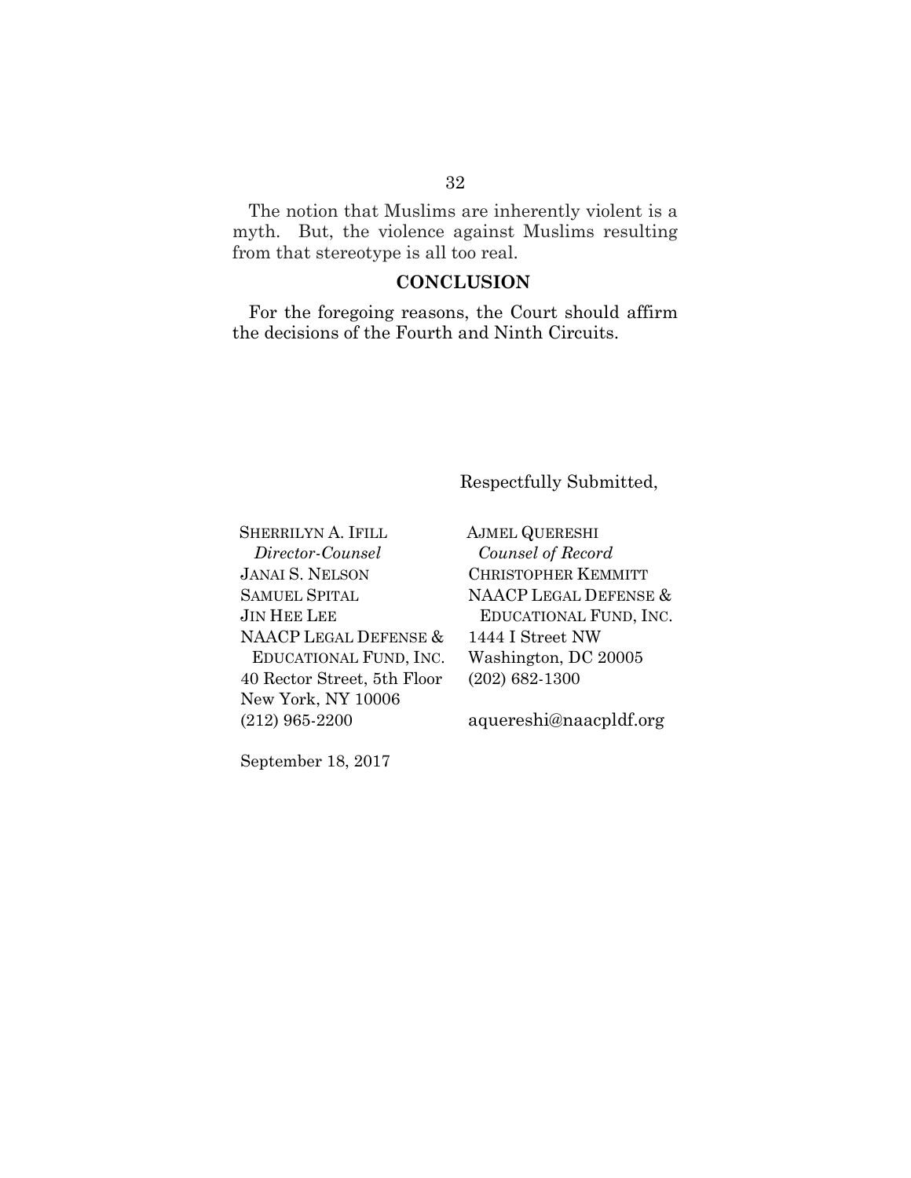The notion that Muslims are inherently violent is a myth. But, the violence against Muslims resulting from that stereotype is all too real.

## CONCLUSION

For the foregoing reasons, the Court should affirm the decisions of the Fourth and Ninth Circuits.

Respectfully Submitted,

SHERRILYN A. IFILL
*Director-Counsel*
JANAI S. NELSON
SAMUEL SPITAL
JIN HEE LEE
NAACP LEGAL DEFENSE & EDUCATIONAL FUND, INC.
40 Rector Street, 5th Floor
New York, NY 10006
(212) 965-2200

AJMEL QUERESHI
*Counsel of Record*
CHRISTOPHER KEMMITT
NAACP LEGAL DEFENSE & EDUCATIONAL FUND, INC.
1444 I Street NW
Washington, DC 20005
(202) 682-1300

aquereshi@naacpldf.org

September 18, 2017